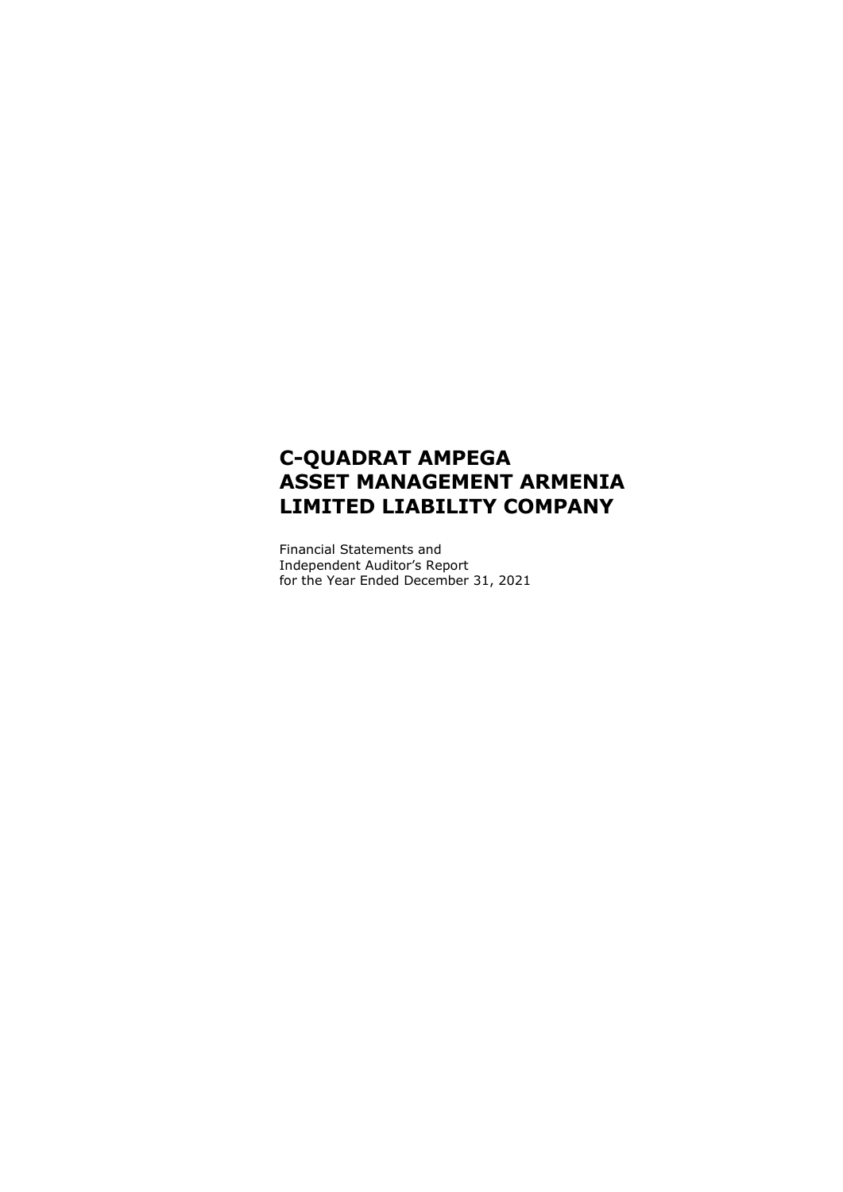# C-QUADRAT AMPEGA ASSET MANAGEMENT ARMENIA LIMITED LIABILITY COMPANY

Financial Statements and
Independent Auditor's Report
for the Year Ended December 31, 2021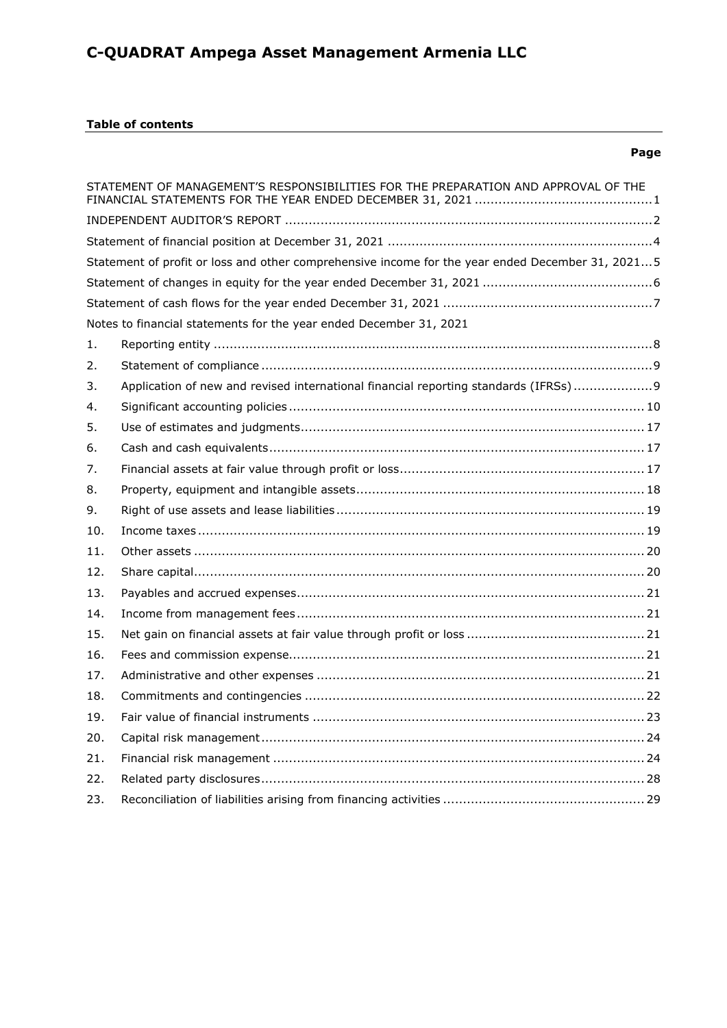# C-QUADRAT Ampega Asset Management Armenia LLC

**Table of contents**

| | | **Page** |
|---|---|---|
| | STATEMENT OF MANAGEMENT'S RESPONSIBILITIES FOR THE PREPARATION AND APPROVAL OF THE FINANCIAL STATEMENTS FOR THE YEAR ENDED DECEMBER 31, 2021 | 1 |
| | INDEPENDENT AUDITOR'S REPORT | 2 |
| | Statement of financial position at December 31, 2021 | 4 |
| | Statement of profit or loss and other comprehensive income for the year ended December 31, 2021 | 5 |
| | Statement of changes in equity for the year ended December 31, 2021 | 6 |
| | Statement of cash flows for the year ended December 31, 2021 | 7 |
| | Notes to financial statements for the year ended December 31, 2021 | |
| 1. | Reporting entity | 8 |
| 2. | Statement of compliance | 9 |
| 3. | Application of new and revised international financial reporting standards (IFRSs) | 9 |
| 4. | Significant accounting policies | 10 |
| 5. | Use of estimates and judgments | 17 |
| 6. | Cash and cash equivalents | 17 |
| 7. | Financial assets at fair value through profit or loss | 17 |
| 8. | Property, equipment and intangible assets | 18 |
| 9. | Right of use assets and lease liabilities | 19 |
| 10. | Income taxes | 19 |
| 11. | Other assets | 20 |
| 12. | Share capital | 20 |
| 13. | Payables and accrued expenses | 21 |
| 14. | Income from management fees | 21 |
| 15. | Net gain on financial assets at fair value through profit or loss | 21 |
| 16. | Fees and commission expense | 21 |
| 17. | Administrative and other expenses | 21 |
| 18. | Commitments and contingencies | 22 |
| 19. | Fair value of financial instruments | 23 |
| 20. | Capital risk management | 24 |
| 21. | Financial risk management | 24 |
| 22. | Related party disclosures | 28 |
| 23. | Reconciliation of liabilities arising from financing activities | 29 |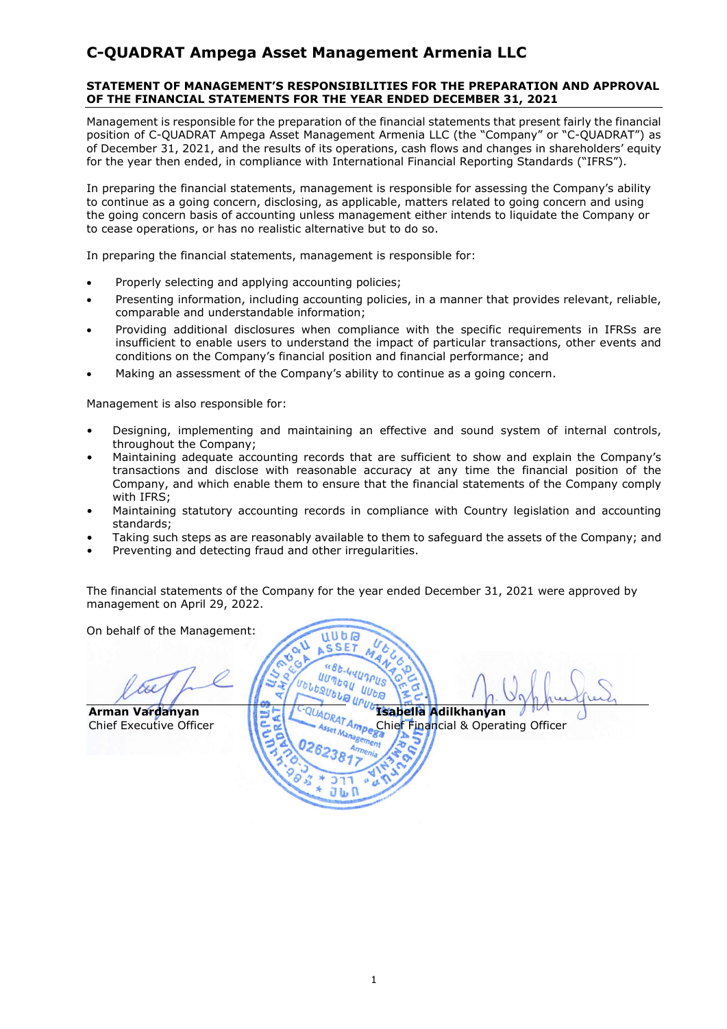# C-QUADRAT Ampega Asset Management Armenia LLC

## STATEMENT OF MANAGEMENT'S RESPONSIBILITIES FOR THE PREPARATION AND APPROVAL OF THE FINANCIAL STATEMENTS FOR THE YEAR ENDED DECEMBER 31, 2021

Management is responsible for the preparation of the financial statements that present fairly the financial position of C-QUADRAT Ampega Asset Management Armenia LLC (the "Company" or "C-QUADRAT") as of December 31, 2021, and the results of its operations, cash flows and changes in shareholders' equity for the year then ended, in compliance with International Financial Reporting Standards ("IFRS").

In preparing the financial statements, management is responsible for assessing the Company's ability to continue as a going concern, disclosing, as applicable, matters related to going concern and using the going concern basis of accounting unless management either intends to liquidate the Company or to cease operations, or has no realistic alternative but to do so.

In preparing the financial statements, management is responsible for:

- Properly selecting and applying accounting policies;
- Presenting information, including accounting policies, in a manner that provides relevant, reliable, comparable and understandable information;
- Providing additional disclosures when compliance with the specific requirements in IFRSs are insufficient to enable users to understand the impact of particular transactions, other events and conditions on the Company's financial position and financial performance; and
- Making an assessment of the Company's ability to continue as a going concern.

Management is also responsible for:

- Designing, implementing and maintaining an effective and sound system of internal controls, throughout the Company;
- Maintaining adequate accounting records that are sufficient to show and explain the Company's transactions and disclose with reasonable accuracy at any time the financial position of the Company, and which enable them to ensure that the financial statements of the Company comply with IFRS;
- Maintaining statutory accounting records in compliance with Country legislation and accounting standards;
- Taking such steps as are reasonably available to them to safeguard the assets of the Company; and
- Preventing and detecting fraud and other irregularities.

The financial statements of the Company for the year ended December 31, 2021 were approved by management on April 29, 2022.

On behalf of the Management:

**Arman Vardanyan**
Chief Executive Officer

**Isabella Adilkhanyan**
Chief Financial & Operating Officer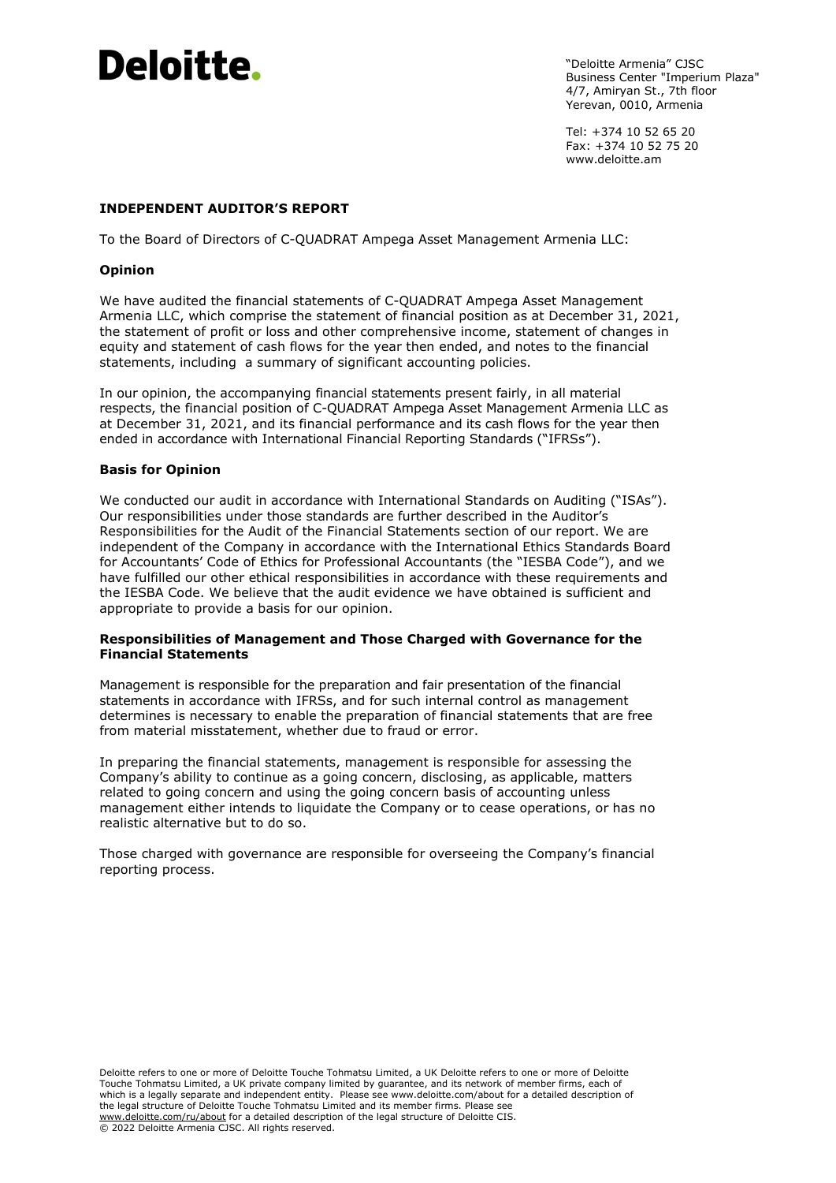# Deloitte.

"Deloitte Armenia" CJSC
Business Center "Imperium Plaza"
4/7, Amiryan St., 7th floor
Yerevan, 0010, Armenia

Tel: +374 10 52 65 20
Fax: +374 10 52 75 20
www.deloitte.am

**INDEPENDENT AUDITOR'S REPORT**

To the Board of Directors of C-QUADRAT Ampega Asset Management Armenia LLC:

**Opinion**

We have audited the financial statements of C-QUADRAT Ampega Asset Management Armenia LLC, which comprise the statement of financial position as at December 31, 2021, the statement of profit or loss and other comprehensive income, statement of changes in equity and statement of cash flows for the year then ended, and notes to the financial statements, including a summary of significant accounting policies.

In our opinion, the accompanying financial statements present fairly, in all material respects, the financial position of C-QUADRAT Ampega Asset Management Armenia LLC as at December 31, 2021, and its financial performance and its cash flows for the year then ended in accordance with International Financial Reporting Standards ("IFRSs").

**Basis for Opinion**

We conducted our audit in accordance with International Standards on Auditing ("ISAs"). Our responsibilities under those standards are further described in the Auditor's Responsibilities for the Audit of the Financial Statements section of our report. We are independent of the Company in accordance with the International Ethics Standards Board for Accountants' Code of Ethics for Professional Accountants (the "IESBA Code"), and we have fulfilled our other ethical responsibilities in accordance with these requirements and the IESBA Code. We believe that the audit evidence we have obtained is sufficient and appropriate to provide a basis for our opinion.

**Responsibilities of Management and Those Charged with Governance for the Financial Statements**

Management is responsible for the preparation and fair presentation of the financial statements in accordance with IFRSs, and for such internal control as management determines is necessary to enable the preparation of financial statements that are free from material misstatement, whether due to fraud or error.

In preparing the financial statements, management is responsible for assessing the Company's ability to continue as a going concern, disclosing, as applicable, matters related to going concern and using the going concern basis of accounting unless management either intends to liquidate the Company or to cease operations, or has no realistic alternative but to do so.

Those charged with governance are responsible for overseeing the Company's financial reporting process.

Deloitte refers to one or more of Deloitte Touche Tohmatsu Limited, a UK Deloitte refers to one or more of Deloitte Touche Tohmatsu Limited, a UK private company limited by guarantee, and its network of member firms, each of which is a legally separate and independent entity. Please see www.deloitte.com/about for a detailed description of the legal structure of Deloitte Touche Tohmatsu Limited and its member firms. Please see www.deloitte.com/ru/about for a detailed description of the legal structure of Deloitte CIS.
© 2022 Deloitte Armenia CJSC. All rights reserved.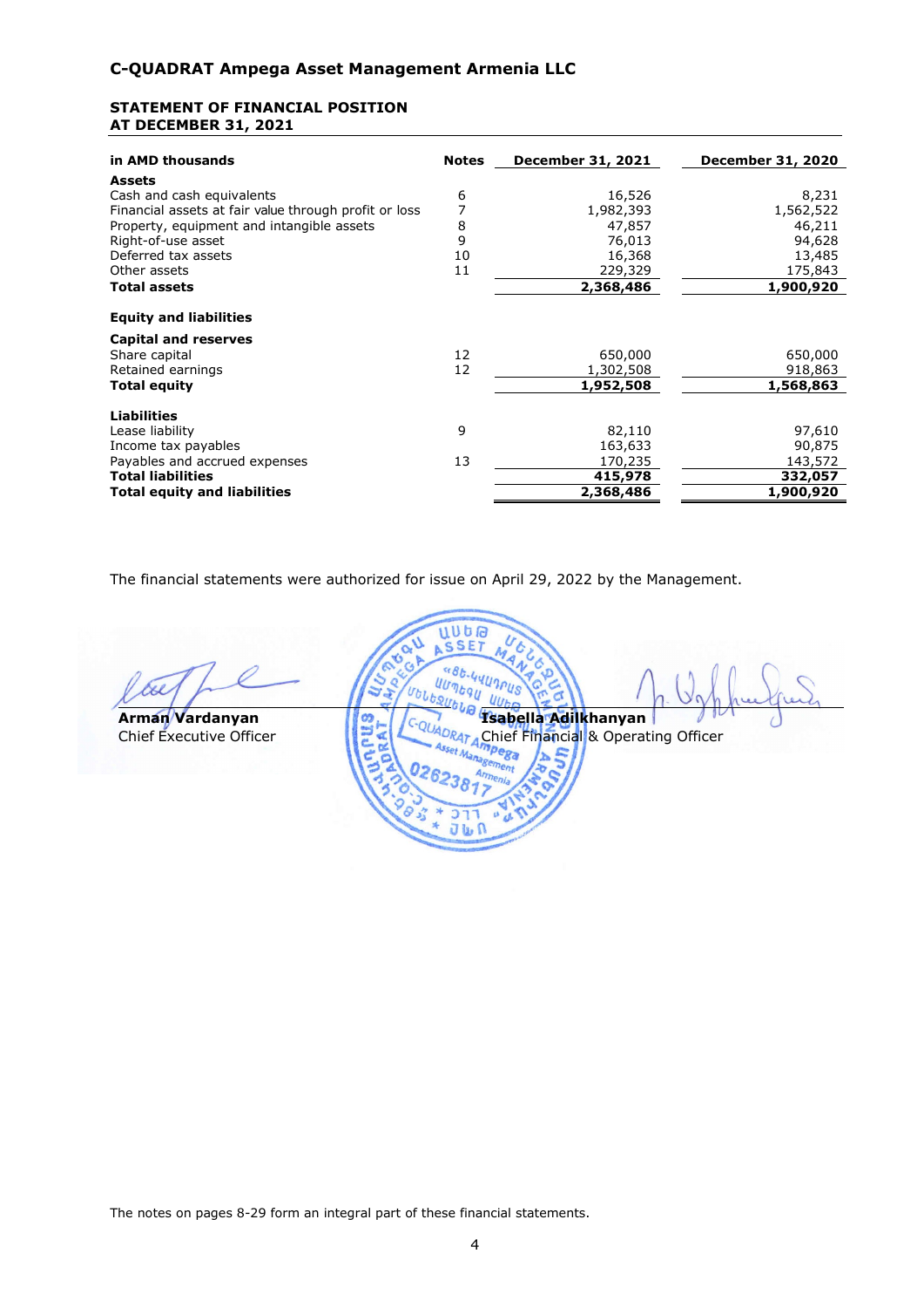## C-QUADRAT Ampega Asset Management Armenia LLC

### STATEMENT OF FINANCIAL POSITION
### AT DECEMBER 31, 2021

| in AMD thousands | Notes | December 31, 2021 | December 31, 2020 |
|---|---|---|---|
| **Assets** | | | |
| Cash and cash equivalents | 6 | 16,526 | 8,231 |
| Financial assets at fair value through profit or loss | 7 | 1,982,393 | 1,562,522 |
| Property, equipment and intangible assets | 8 | 47,857 | 46,211 |
| Right-of-use asset | 9 | 76,013 | 94,628 |
| Deferred tax assets | 10 | 16,368 | 13,485 |
| Other assets | 11 | 229,329 | 175,843 |
| **Total assets** | | **2,368,486** | **1,900,920** |
| **Equity and liabilities** | | | |
| **Capital and reserves** | | | |
| Share capital | 12 | 650,000 | 650,000 |
| Retained earnings | 12 | 1,302,508 | 918,863 |
| **Total equity** | | **1,952,508** | **1,568,863** |
| **Liabilities** | | | |
| Lease liability | 9 | 82,110 | 97,610 |
| Income tax payables | | 163,633 | 90,875 |
| Payables and accrued expenses | 13 | 170,235 | 143,572 |
| **Total liabilities** | | **415,978** | **332,057** |
| **Total equity and liabilities** | | **2,368,486** | **1,900,920** |

The financial statements were authorized for issue on April 29, 2022 by the Management.

**Arman Vardanyan**
Chief Executive Officer

**Isabella Adilkhanyan**
Chief Financial & Operating Officer

The notes on pages 8-29 form an integral part of these financial statements.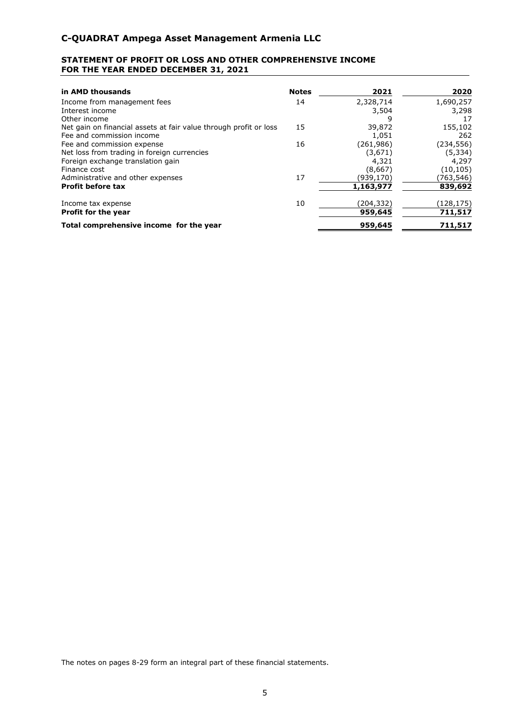# C-QUADRAT Ampega Asset Management Armenia LLC

## STATEMENT OF PROFIT OR LOSS AND OTHER COMPREHENSIVE INCOME FOR THE YEAR ENDED DECEMBER 31, 2021

| in AMD thousands | Notes | 2021 | 2020 |
|---|---|---|---|
| Income from management fees | 14 | 2,328,714 | 1,690,257 |
| Interest income | | 3,504 | 3,298 |
| Other income | | 9 | 17 |
| Net gain on financial assets at fair value through profit or loss | 15 | 39,872 | 155,102 |
| Fee and commission income | | 1,051 | 262 |
| Fee and commission expense | 16 | (261,986) | (234,556) |
| Net loss from trading in foreign currencies | | (3,671) | (5,334) |
| Foreign exchange translation gain | | 4,321 | 4,297 |
| Finance cost | | (8,667) | (10,105) |
| Administrative and other expenses | 17 | (939,170) | (763,546) |
| **Profit before tax** | | **1,163,977** | **839,692** |
| Income tax expense | 10 | (204,332) | (128,175) |
| **Profit for the year** | | **959,645** | **711,517** |
| **Total comprehensive income for the year** | | **959,645** | **711,517** |

The notes on pages 8-29 form an integral part of these financial statements.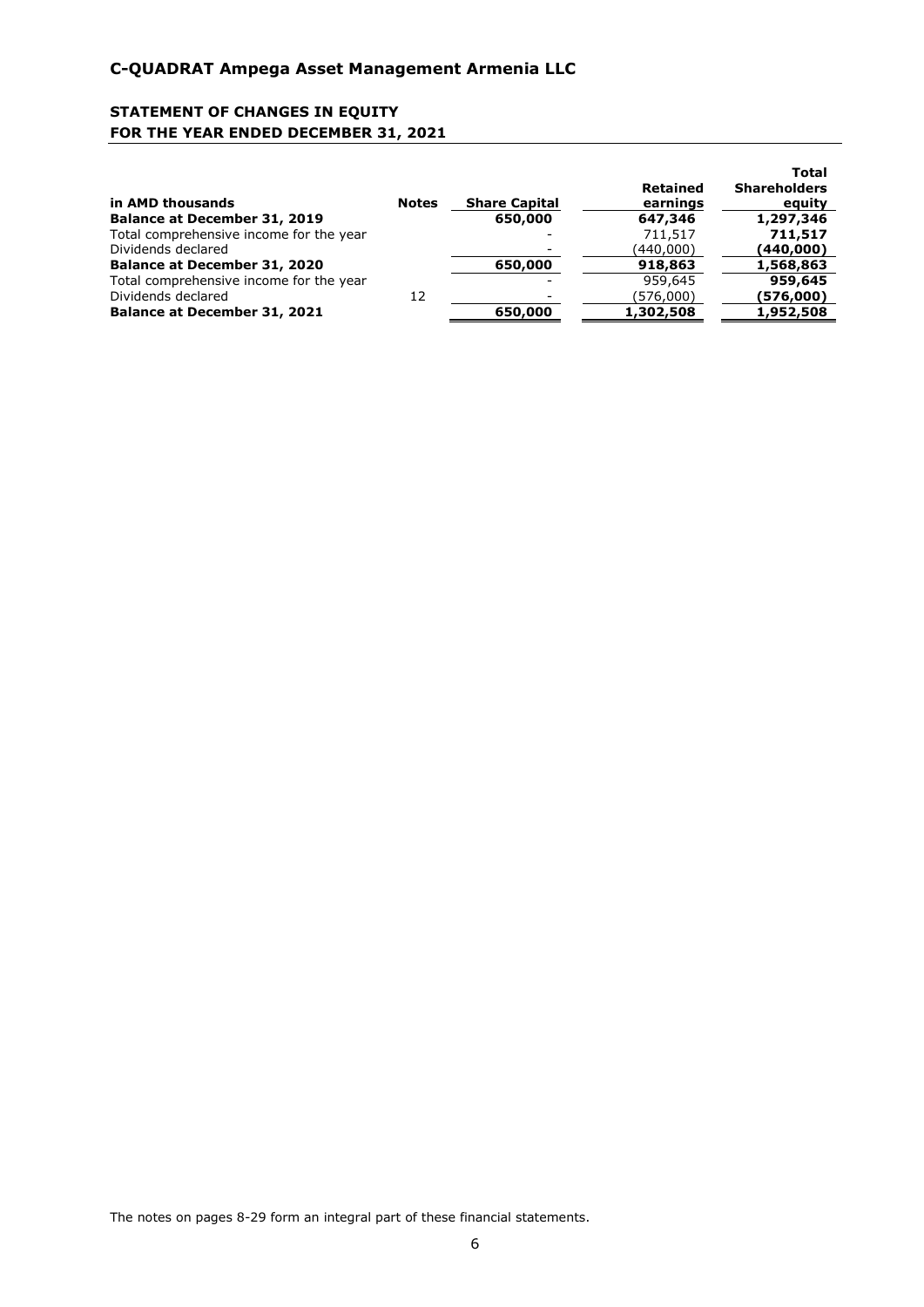# C-QUADRAT Ampega Asset Management Armenia LLC

## STATEMENT OF CHANGES IN EQUITY
## FOR THE YEAR ENDED DECEMBER 31, 2021

| in AMD thousands | Notes | Share Capital | Retained earnings | Total Shareholders equity |
|---|---|---|---|---|
| **Balance at December 31, 2019** | | **650,000** | **647,346** | **1,297,346** |
| Total comprehensive income for the year | | - | 711,517 | **711,517** |
| Dividends declared | | - | (440,000) | **(440,000)** |
| **Balance at December 31, 2020** | | **650,000** | **918,863** | **1,568,863** |
| Total comprehensive income for the year | | - | 959,645 | **959,645** |
| Dividends declared | 12 | - | (576,000) | **(576,000)** |
| **Balance at December 31, 2021** | | **650,000** | **1,302,508** | **1,952,508** |

The notes on pages 8-29 form an integral part of these financial statements.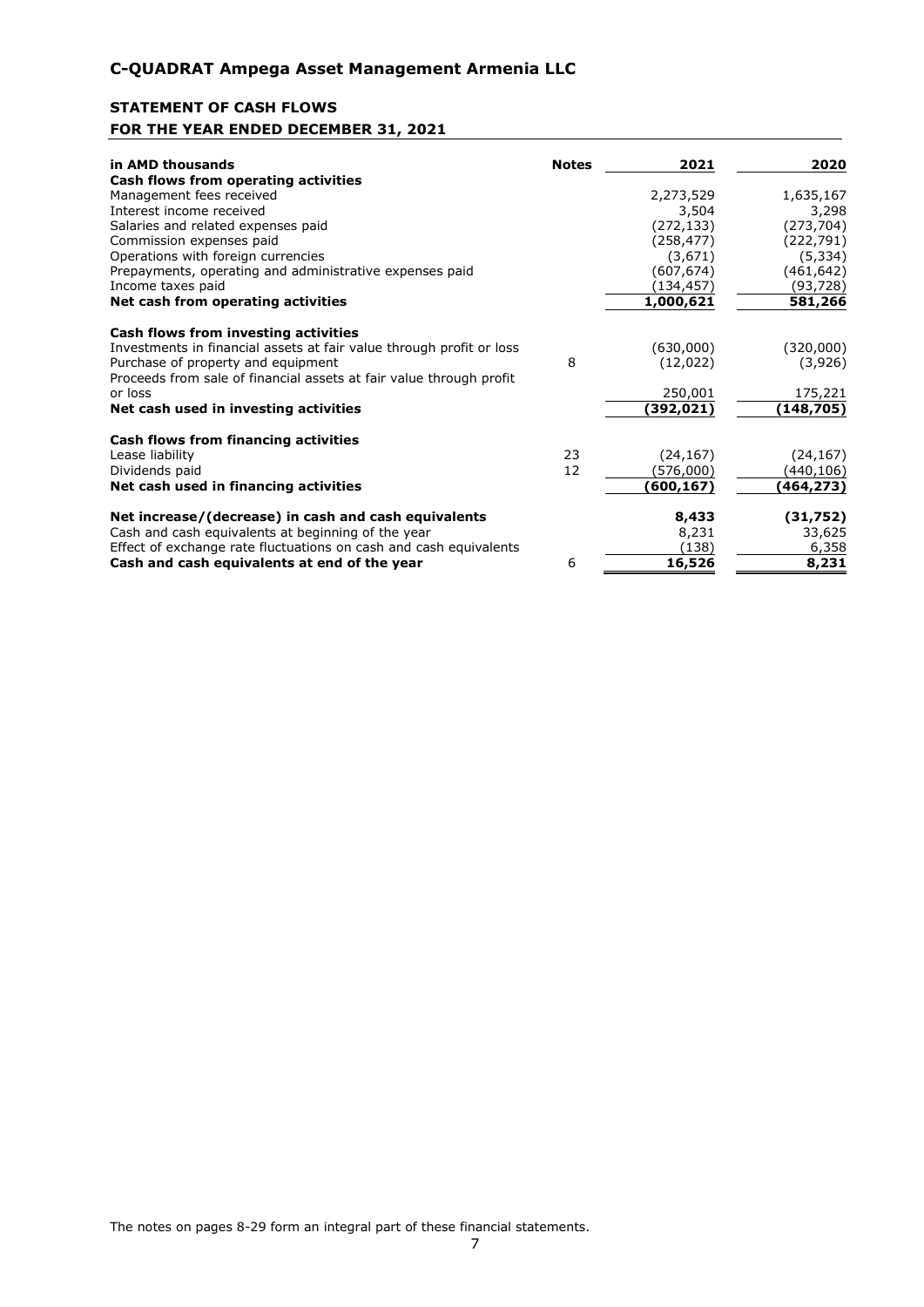# C-QUADRAT Ampega Asset Management Armenia LLC

## STATEMENT OF CASH FLOWS

## FOR THE YEAR ENDED DECEMBER 31, 2021

| in AMD thousands | Notes | 2021 | 2020 |
|---|---|---|---|
| **Cash flows from operating activities** | | | |
| Management fees received | | 2,273,529 | 1,635,167 |
| Interest income received | | 3,504 | 3,298 |
| Salaries and related expenses paid | | (272,133) | (273,704) |
| Commission expenses paid | | (258,477) | (222,791) |
| Operations with foreign currencies | | (3,671) | (5,334) |
| Prepayments, operating and administrative expenses paid | | (607,674) | (461,642) |
| Income taxes paid | | (134,457) | (93,728) |
| **Net cash from operating activities** | | **1,000,621** | **581,266** |
| **Cash flows from investing activities** | | | |
| Investments in financial assets at fair value through profit or loss | | (630,000) | (320,000) |
| Purchase of property and equipment | 8 | (12,022) | (3,926) |
| Proceeds from sale of financial assets at fair value through profit or loss | | 250,001 | 175,221 |
| **Net cash used in investing activities** | | **(392,021)** | **(148,705)** |
| **Cash flows from financing activities** | | | |
| Lease liability | 23 | (24,167) | (24,167) |
| Dividends paid | 12 | (576,000) | (440,106) |
| **Net cash used in financing activities** | | **(600,167)** | **(464,273)** |
| **Net increase/(decrease) in cash and cash equivalents** | | **8,433** | **(31,752)** |
| Cash and cash equivalents at beginning of the year | | 8,231 | 33,625 |
| Effect of exchange rate fluctuations on cash and cash equivalents | | (138) | 6,358 |
| **Cash and cash equivalents at end of the year** | 6 | **16,526** | **8,231** |

The notes on pages 8-29 form an integral part of these financial statements.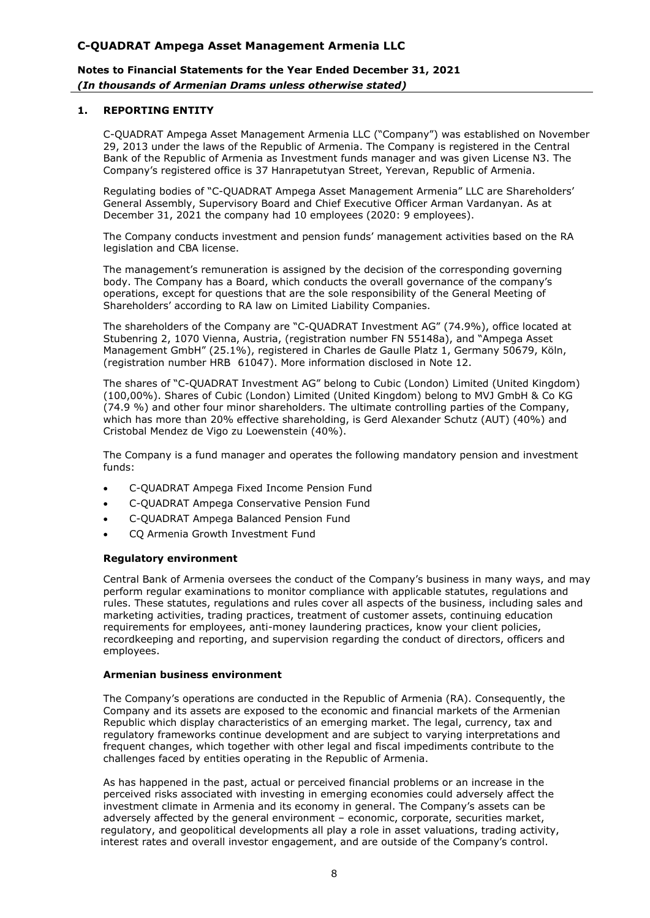## 1. REPORTING ENTITY

C-QUADRAT Ampega Asset Management Armenia LLC ("Company") was established on November 29, 2013 under the laws of the Republic of Armenia. The Company is registered in the Central Bank of the Republic of Armenia as Investment funds manager and was given License N3. The Company's registered office is 37 Hanrapetutyan Street, Yerevan, Republic of Armenia.

Regulating bodies of "C-QUADRAT Ampega Asset Management Armenia" LLC are Shareholders' General Assembly, Supervisory Board and Chief Executive Officer Arman Vardanyan. As at December 31, 2021 the company had 10 employees (2020: 9 employees).

The Company conducts investment and pension funds' management activities based on the RA legislation and CBA license.

The management's remuneration is assigned by the decision of the corresponding governing body. The Company has a Board, which conducts the overall governance of the company's operations, except for questions that are the sole responsibility of the General Meeting of Shareholders' according to RA law on Limited Liability Companies.

The shareholders of the Company are "C-QUADRAT Investment AG" (74.9%), office located at Stubenring 2, 1070 Vienna, Austria, (registration number FN 55148a), and "Ampega Asset Management GmbH" (25.1%), registered in Charles de Gaulle Platz 1, Germany 50679, Köln, (registration number HRB 61047). More information disclosed in Note 12.

The shares of "C-QUADRAT Investment AG" belong to Cubic (London) Limited (United Kingdom) (100,00%). Shares of Cubic (London) Limited (United Kingdom) belong to MVJ GmbH & Co KG (74.9 %) and other four minor shareholders. The ultimate controlling parties of the Company, which has more than 20% effective shareholding, is Gerd Alexander Schutz (AUT) (40%) and Cristobal Mendez de Vigo zu Loewenstein (40%).

The Company is a fund manager and operates the following mandatory pension and investment funds:

- C-QUADRAT Ampega Fixed Income Pension Fund
- C-QUADRAT Ampega Conservative Pension Fund
- C-QUADRAT Ampega Balanced Pension Fund
- CQ Armenia Growth Investment Fund

### Regulatory environment

Central Bank of Armenia oversees the conduct of the Company's business in many ways, and may perform regular examinations to monitor compliance with applicable statutes, regulations and rules. These statutes, regulations and rules cover all aspects of the business, including sales and marketing activities, trading practices, treatment of customer assets, continuing education requirements for employees, anti-money laundering practices, know your client policies, recordkeeping and reporting, and supervision regarding the conduct of directors, officers and employees.

### Armenian business environment

The Company's operations are conducted in the Republic of Armenia (RA). Consequently, the Company and its assets are exposed to the economic and financial markets of the Armenian Republic which display characteristics of an emerging market. The legal, currency, tax and regulatory frameworks continue development and are subject to varying interpretations and frequent changes, which together with other legal and fiscal impediments contribute to the challenges faced by entities operating in the Republic of Armenia.

As has happened in the past, actual or perceived financial problems or an increase in the perceived risks associated with investing in emerging economies could adversely affect the investment climate in Armenia and its economy in general. The Company's assets can be adversely affected by the general environment – economic, corporate, securities market, regulatory, and geopolitical developments all play a role in asset valuations, trading activity, interest rates and overall investor engagement, and are outside of the Company's control.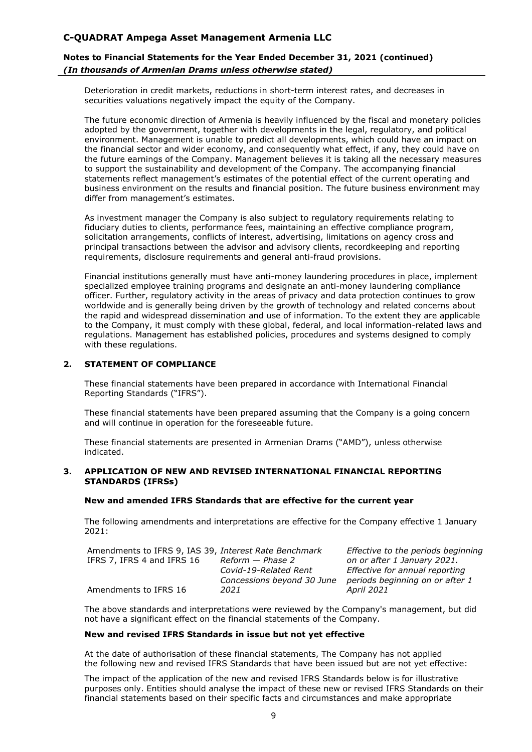Deterioration in credit markets, reductions in short-term interest rates, and decreases in securities valuations negatively impact the equity of the Company.

The future economic direction of Armenia is heavily influenced by the fiscal and monetary policies adopted by the government, together with developments in the legal, regulatory, and political environment. Management is unable to predict all developments, which could have an impact on the financial sector and wider economy, and consequently what effect, if any, they could have on the future earnings of the Company. Management believes it is taking all the necessary measures to support the sustainability and development of the Company. The accompanying financial statements reflect management's estimates of the potential effect of the current operating and business environment on the results and financial position. The future business environment may differ from management's estimates.

As investment manager the Company is also subject to regulatory requirements relating to fiduciary duties to clients, performance fees, maintaining an effective compliance program, solicitation arrangements, conflicts of interest, advertising, limitations on agency cross and principal transactions between the advisor and advisory clients, recordkeeping and reporting requirements, disclosure requirements and general anti-fraud provisions.

Financial institutions generally must have anti-money laundering procedures in place, implement specialized employee training programs and designate an anti-money laundering compliance officer. Further, regulatory activity in the areas of privacy and data protection continues to grow worldwide and is generally being driven by the growth of technology and related concerns about the rapid and widespread dissemination and use of information. To the extent they are applicable to the Company, it must comply with these global, federal, and local information-related laws and regulations. Management has established policies, procedures and systems designed to comply with these regulations.

## 2. STATEMENT OF COMPLIANCE

These financial statements have been prepared in accordance with International Financial Reporting Standards ("IFRS").

These financial statements have been prepared assuming that the Company is a going concern and will continue in operation for the foreseeable future.

These financial statements are presented in Armenian Drams ("AMD"), unless otherwise indicated.

## 3. APPLICATION OF NEW AND REVISED INTERNATIONAL FINANCIAL REPORTING STANDARDS (IFRSs)

### New and amended IFRS Standards that are effective for the current year

The following amendments and interpretations are effective for the Company effective 1 January 2021:

| | | |
|---|---|---|
| Amendments to IFRS 9, IAS 39, IFRS 7, IFRS 4 and IFRS 16 | *Interest Rate Benchmark Reform — Phase 2* | *Effective to the periods beginning on or after 1 January 2021.* |
| Amendments to IFRS 16 | *Covid-19-Related Rent Concessions beyond 30 June 2021* | *Effective for annual reporting periods beginning on or after 1 April 2021* |

The above standards and interpretations were reviewed by the Company's management, but did not have a significant effect on the financial statements of the Company.

### New and revised IFRS Standards in issue but not yet effective

At the date of authorisation of these financial statements, The Company has not applied the following new and revised IFRS Standards that have been issued but are not yet effective:

The impact of the application of the new and revised IFRS Standards below is for illustrative purposes only. Entities should analyse the impact of these new or revised IFRS Standards on their financial statements based on their specific facts and circumstances and make appropriate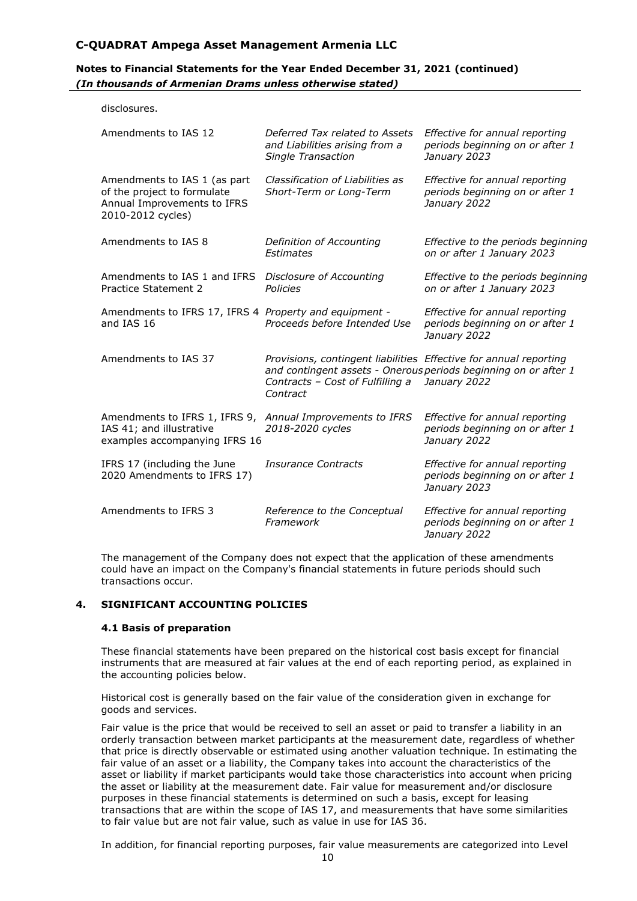disclosures.

| | | |
|---|---|---|
| Amendments to IAS 12 | *Deferred Tax related to Assets and Liabilities arising from a Single Transaction* | *Effective for annual reporting periods beginning on or after 1 January 2023* |
| Amendments to IAS 1 (as part of the project to formulate Annual Improvements to IFRS 2010-2012 cycles) | *Classification of Liabilities as Short-Term or Long-Term* | *Effective for annual reporting periods beginning on or after 1 January 2022* |
| Amendments to IAS 8 | *Definition of Accounting Estimates* | *Effective to the periods beginning on or after 1 January 2023* |
| Amendments to IAS 1 and IFRS Practice Statement 2 | *Disclosure of Accounting Policies* | *Effective to the periods beginning on or after 1 January 2023* |
| Amendments to IFRS 17, IFRS 4 and IAS 16 | *Property and equipment - Proceeds before Intended Use* | *Effective for annual reporting periods beginning on or after 1 January 2022* |
| Amendments to IAS 37 | *Provisions, contingent liabilities and contingent assets - Onerous Contracts – Cost of Fulfilling a Contract* | *Effective for annual reporting periods beginning on or after 1 January 2022* |
| Amendments to IFRS 1, IFRS 9, IAS 41; and illustrative examples accompanying IFRS 16 | *Annual Improvements to IFRS 2018-2020 cycles* | *Effective for annual reporting periods beginning on or after 1 January 2022* |
| IFRS 17 (including the June 2020 Amendments to IFRS 17) | *Insurance Contracts* | *Effective for annual reporting periods beginning on or after 1 January 2023* |
| Amendments to IFRS 3 | *Reference to the Conceptual Framework* | *Effective for annual reporting periods beginning on or after 1 January 2022* |

The management of the Company does not expect that the application of these amendments could have an impact on the Company's financial statements in future periods should such transactions occur.

## 4. SIGNIFICANT ACCOUNTING POLICIES

### 4.1 Basis of preparation

These financial statements have been prepared on the historical cost basis except for financial instruments that are measured at fair values at the end of each reporting period, as explained in the accounting policies below.

Historical cost is generally based on the fair value of the consideration given in exchange for goods and services.

Fair value is the price that would be received to sell an asset or paid to transfer a liability in an orderly transaction between market participants at the measurement date, regardless of whether that price is directly observable or estimated using another valuation technique. In estimating the fair value of an asset or a liability, the Company takes into account the characteristics of the asset or liability if market participants would take those characteristics into account when pricing the asset or liability at the measurement date. Fair value for measurement and/or disclosure purposes in these financial statements is determined on such a basis, except for leasing transactions that are within the scope of IAS 17, and measurements that have some similarities to fair value but are not fair value, such as value in use for IAS 36.

In addition, for financial reporting purposes, fair value measurements are categorized into Level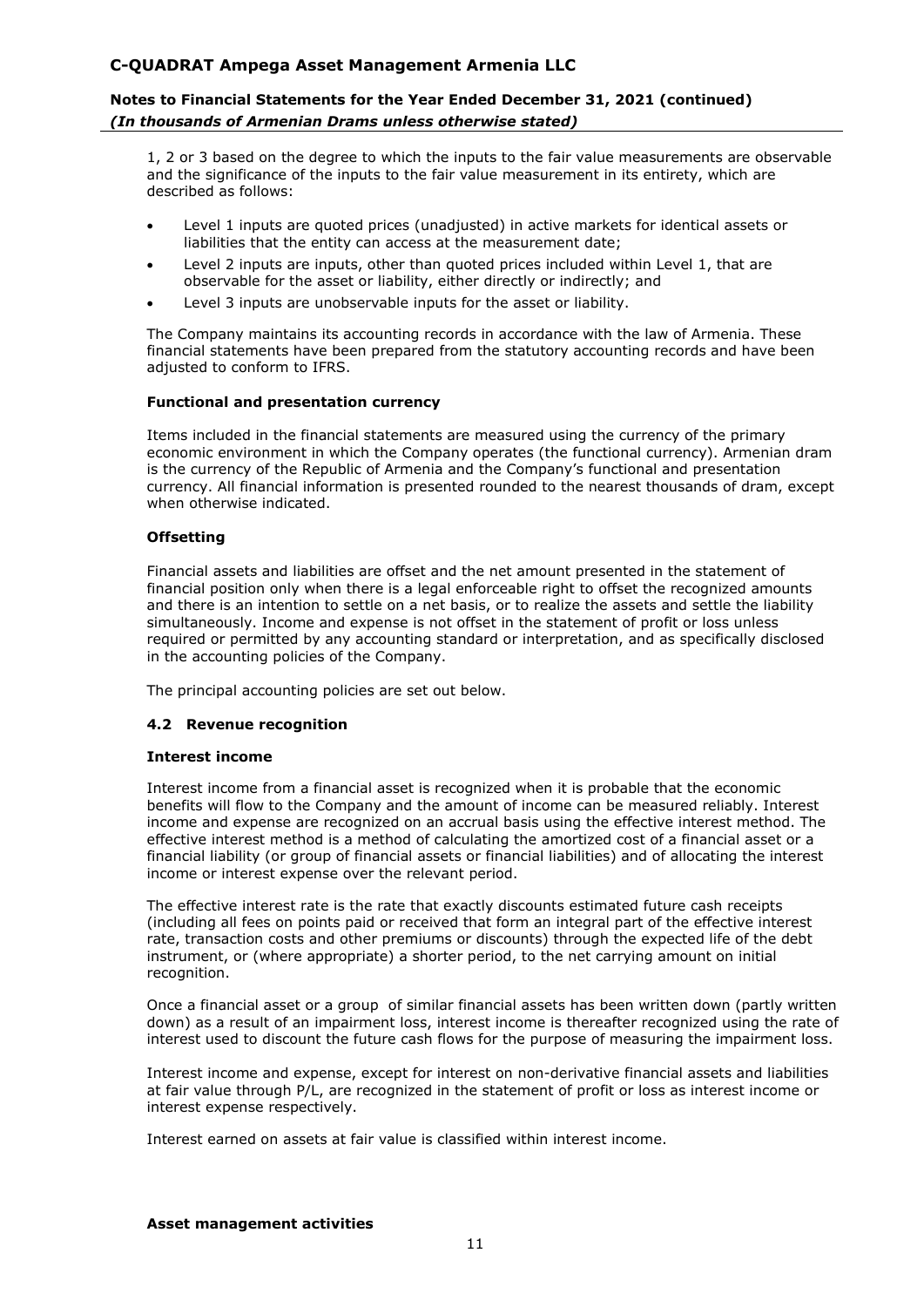1, 2 or 3 based on the degree to which the inputs to the fair value measurements are observable and the significance of the inputs to the fair value measurement in its entirety, which are described as follows:

- Level 1 inputs are quoted prices (unadjusted) in active markets for identical assets or liabilities that the entity can access at the measurement date;
- Level 2 inputs are inputs, other than quoted prices included within Level 1, that are observable for the asset or liability, either directly or indirectly; and
- Level 3 inputs are unobservable inputs for the asset or liability.

The Company maintains its accounting records in accordance with the law of Armenia. These financial statements have been prepared from the statutory accounting records and have been adjusted to conform to IFRS.

**Functional and presentation currency**

Items included in the financial statements are measured using the currency of the primary economic environment in which the Company operates (the functional currency). Armenian dram is the currency of the Republic of Armenia and the Company's functional and presentation currency. All financial information is presented rounded to the nearest thousands of dram, except when otherwise indicated.

**Offsetting**

Financial assets and liabilities are offset and the net amount presented in the statement of financial position only when there is a legal enforceable right to offset the recognized amounts and there is an intention to settle on a net basis, or to realize the assets and settle the liability simultaneously. Income and expense is not offset in the statement of profit or loss unless required or permitted by any accounting standard or interpretation, and as specifically disclosed in the accounting policies of the Company.

The principal accounting policies are set out below.

### 4.2 Revenue recognition

**Interest income**

Interest income from a financial asset is recognized when it is probable that the economic benefits will flow to the Company and the amount of income can be measured reliably. Interest income and expense are recognized on an accrual basis using the effective interest method. The effective interest method is a method of calculating the amortized cost of a financial asset or a financial liability (or group of financial assets or financial liabilities) and of allocating the interest income or interest expense over the relevant period.

The effective interest rate is the rate that exactly discounts estimated future cash receipts (including all fees on points paid or received that form an integral part of the effective interest rate, transaction costs and other premiums or discounts) through the expected life of the debt instrument, or (where appropriate) a shorter period, to the net carrying amount on initial recognition.

Once a financial asset or a group of similar financial assets has been written down (partly written down) as a result of an impairment loss, interest income is thereafter recognized using the rate of interest used to discount the future cash flows for the purpose of measuring the impairment loss.

Interest income and expense, except for interest on non-derivative financial assets and liabilities at fair value through P/L, are recognized in the statement of profit or loss as interest income or interest expense respectively.

Interest earned on assets at fair value is classified within interest income.

**Asset management activities**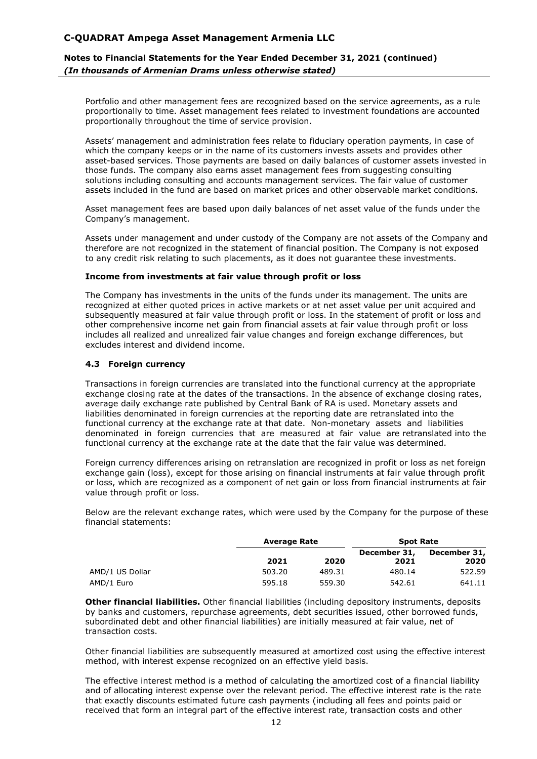Portfolio and other management fees are recognized based on the service agreements, as a rule proportionally to time. Asset management fees related to investment foundations are accounted proportionally throughout the time of service provision.

Assets' management and administration fees relate to fiduciary operation payments, in case of which the company keeps or in the name of its customers invests assets and provides other asset-based services. Those payments are based on daily balances of customer assets invested in those funds. The company also earns asset management fees from suggesting consulting solutions including consulting and accounts management services. The fair value of customer assets included in the fund are based on market prices and other observable market conditions.

Asset management fees are based upon daily balances of net asset value of the funds under the Company's management.

Assets under management and under custody of the Company are not assets of the Company and therefore are not recognized in the statement of financial position. The Company is not exposed to any credit risk relating to such placements, as it does not guarantee these investments.

**Income from investments at fair value through profit or loss**

The Company has investments in the units of the funds under its management. The units are recognized at either quoted prices in active markets or at net asset value per unit acquired and subsequently measured at fair value through profit or loss. In the statement of profit or loss and other comprehensive income net gain from financial assets at fair value through profit or loss includes all realized and unrealized fair value changes and foreign exchange differences, but excludes interest and dividend income.

### 4.3 Foreign currency

Transactions in foreign currencies are translated into the functional currency at the appropriate exchange closing rate at the dates of the transactions. In the absence of exchange closing rates, average daily exchange rate published by Central Bank of RA is used. Monetary assets and liabilities denominated in foreign currencies at the reporting date are retranslated into the functional currency at the exchange rate at that date. Non-monetary assets and liabilities denominated in foreign currencies that are measured at fair value are retranslated into the functional currency at the exchange rate at the date that the fair value was determined.

Foreign currency differences arising on retranslation are recognized in profit or loss as net foreign exchange gain (loss), except for those arising on financial instruments at fair value through profit or loss, which are recognized as a component of net gain or loss from financial instruments at fair value through profit or loss.

Below are the relevant exchange rates, which were used by the Company for the purpose of these financial statements:

| | Average Rate | | Spot Rate | |
|---|---|---|---|---|
| | 2021 | 2020 | December 31, 2021 | December 31, 2020 |
| AMD/1 US Dollar | 503.20 | 489.31 | 480.14 | 522.59 |
| AMD/1 Euro | 595.18 | 559.30 | 542.61 | 641.11 |

**Other financial liabilities.** Other financial liabilities (including depository instruments, deposits by banks and customers, repurchase agreements, debt securities issued, other borrowed funds, subordinated debt and other financial liabilities) are initially measured at fair value, net of transaction costs.

Other financial liabilities are subsequently measured at amortized cost using the effective interest method, with interest expense recognized on an effective yield basis.

The effective interest method is a method of calculating the amortized cost of a financial liability and of allocating interest expense over the relevant period. The effective interest rate is the rate that exactly discounts estimated future cash payments (including all fees and points paid or received that form an integral part of the effective interest rate, transaction costs and other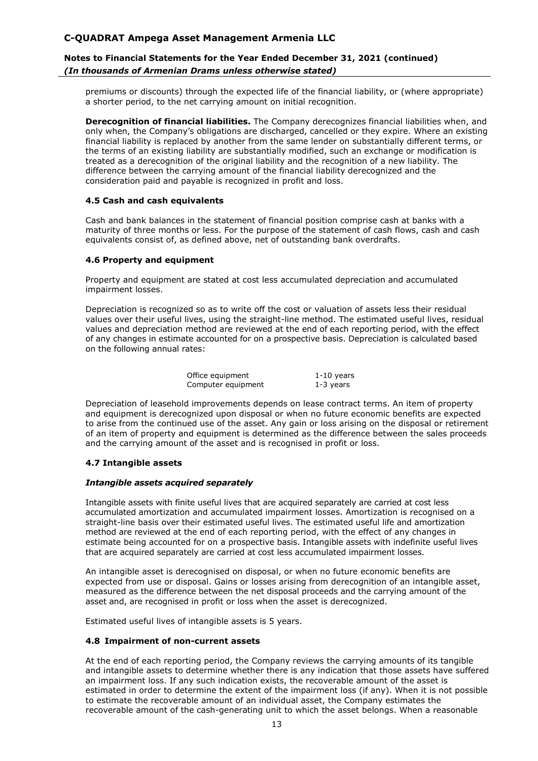premiums or discounts) through the expected life of the financial liability, or (where appropriate) a shorter period, to the net carrying amount on initial recognition.

**Derecognition of financial liabilities.** The Company derecognizes financial liabilities when, and only when, the Company's obligations are discharged, cancelled or they expire. Where an existing financial liability is replaced by another from the same lender on substantially different terms, or the terms of an existing liability are substantially modified, such an exchange or modification is treated as a derecognition of the original liability and the recognition of a new liability. The difference between the carrying amount of the financial liability derecognized and the consideration paid and payable is recognized in profit and loss.

### 4.5 Cash and cash equivalents

Cash and bank balances in the statement of financial position comprise cash at banks with a maturity of three months or less. For the purpose of the statement of cash flows, cash and cash equivalents consist of, as defined above, net of outstanding bank overdrafts.

### 4.6 Property and equipment

Property and equipment are stated at cost less accumulated depreciation and accumulated impairment losses.

Depreciation is recognized so as to write off the cost or valuation of assets less their residual values over their useful lives, using the straight-line method. The estimated useful lives, residual values and depreciation method are reviewed at the end of each reporting period, with the effect of any changes in estimate accounted for on a prospective basis. Depreciation is calculated based on the following annual rates:

| | |
|---|---|
| Office equipment | 1-10 years |
| Computer equipment | 1-3 years |

Depreciation of leasehold improvements depends on lease contract terms. An item of property and equipment is derecognized upon disposal or when no future economic benefits are expected to arise from the continued use of the asset. Any gain or loss arising on the disposal or retirement of an item of property and equipment is determined as the difference between the sales proceeds and the carrying amount of the asset and is recognised in profit or loss.

### 4.7 Intangible assets

#### *Intangible assets acquired separately*

Intangible assets with finite useful lives that are acquired separately are carried at cost less accumulated amortization and accumulated impairment losses. Amortization is recognised on a straight-line basis over their estimated useful lives. The estimated useful life and amortization method are reviewed at the end of each reporting period, with the effect of any changes in estimate being accounted for on a prospective basis. Intangible assets with indefinite useful lives that are acquired separately are carried at cost less accumulated impairment losses.

An intangible asset is derecognised on disposal, or when no future economic benefits are expected from use or disposal. Gains or losses arising from derecognition of an intangible asset, measured as the difference between the net disposal proceeds and the carrying amount of the asset and, are recognised in profit or loss when the asset is derecognized.

Estimated useful lives of intangible assets is 5 years.

### 4.8 Impairment of non-current assets

At the end of each reporting period, the Company reviews the carrying amounts of its tangible and intangible assets to determine whether there is any indication that those assets have suffered an impairment loss. If any such indication exists, the recoverable amount of the asset is estimated in order to determine the extent of the impairment loss (if any). When it is not possible to estimate the recoverable amount of an individual asset, the Company estimates the recoverable amount of the cash-generating unit to which the asset belongs. When a reasonable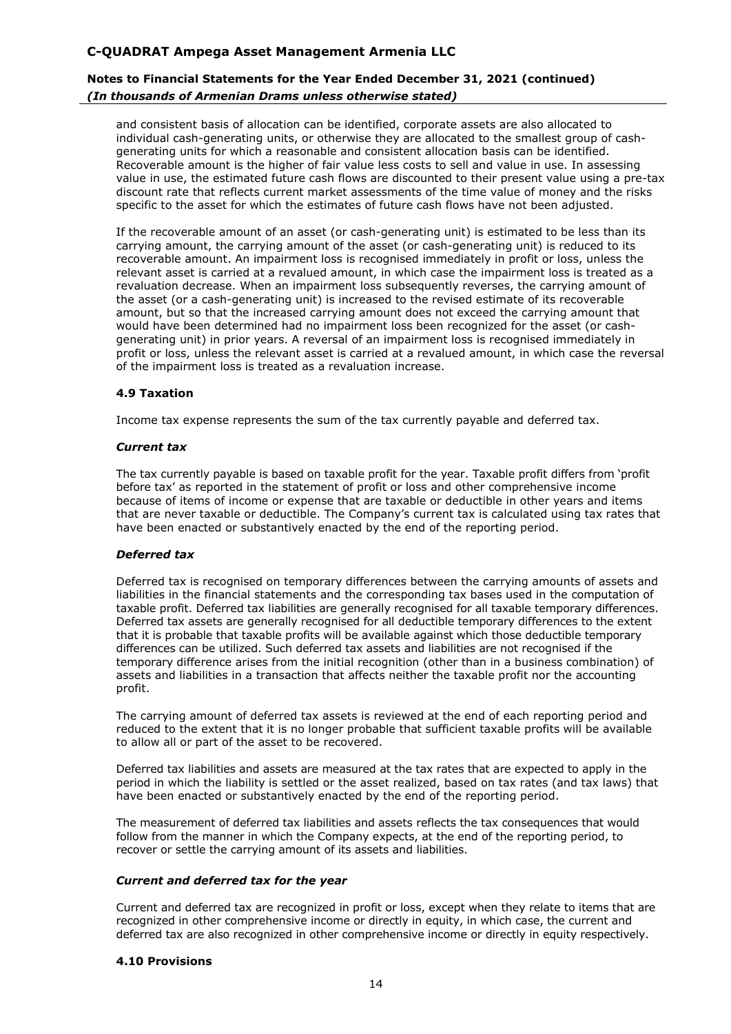and consistent basis of allocation can be identified, corporate assets are also allocated to individual cash-generating units, or otherwise they are allocated to the smallest group of cash-generating units for which a reasonable and consistent allocation basis can be identified. Recoverable amount is the higher of fair value less costs to sell and value in use. In assessing value in use, the estimated future cash flows are discounted to their present value using a pre-tax discount rate that reflects current market assessments of the time value of money and the risks specific to the asset for which the estimates of future cash flows have not been adjusted.

If the recoverable amount of an asset (or cash-generating unit) is estimated to be less than its carrying amount, the carrying amount of the asset (or cash-generating unit) is reduced to its recoverable amount. An impairment loss is recognised immediately in profit or loss, unless the relevant asset is carried at a revalued amount, in which case the impairment loss is treated as a revaluation decrease. When an impairment loss subsequently reverses, the carrying amount of the asset (or a cash-generating unit) is increased to the revised estimate of its recoverable amount, but so that the increased carrying amount does not exceed the carrying amount that would have been determined had no impairment loss been recognized for the asset (or cash-generating unit) in prior years. A reversal of an impairment loss is recognised immediately in profit or loss, unless the relevant asset is carried at a revalued amount, in which case the reversal of the impairment loss is treated as a revaluation increase.

### 4.9 Taxation

Income tax expense represents the sum of the tax currently payable and deferred tax.

#### *Current tax*

The tax currently payable is based on taxable profit for the year. Taxable profit differs from 'profit before tax' as reported in the statement of profit or loss and other comprehensive income because of items of income or expense that are taxable or deductible in other years and items that are never taxable or deductible. The Company's current tax is calculated using tax rates that have been enacted or substantively enacted by the end of the reporting period.

#### *Deferred tax*

Deferred tax is recognised on temporary differences between the carrying amounts of assets and liabilities in the financial statements and the corresponding tax bases used in the computation of taxable profit. Deferred tax liabilities are generally recognised for all taxable temporary differences. Deferred tax assets are generally recognised for all deductible temporary differences to the extent that it is probable that taxable profits will be available against which those deductible temporary differences can be utilized. Such deferred tax assets and liabilities are not recognised if the temporary difference arises from the initial recognition (other than in a business combination) of assets and liabilities in a transaction that affects neither the taxable profit nor the accounting profit.

The carrying amount of deferred tax assets is reviewed at the end of each reporting period and reduced to the extent that it is no longer probable that sufficient taxable profits will be available to allow all or part of the asset to be recovered.

Deferred tax liabilities and assets are measured at the tax rates that are expected to apply in the period in which the liability is settled or the asset realized, based on tax rates (and tax laws) that have been enacted or substantively enacted by the end of the reporting period.

The measurement of deferred tax liabilities and assets reflects the tax consequences that would follow from the manner in which the Company expects, at the end of the reporting period, to recover or settle the carrying amount of its assets and liabilities.

#### *Current and deferred tax for the year*

Current and deferred tax are recognized in profit or loss, except when they relate to items that are recognized in other comprehensive income or directly in equity, in which case, the current and deferred tax are also recognized in other comprehensive income or directly in equity respectively.

### 4.10 Provisions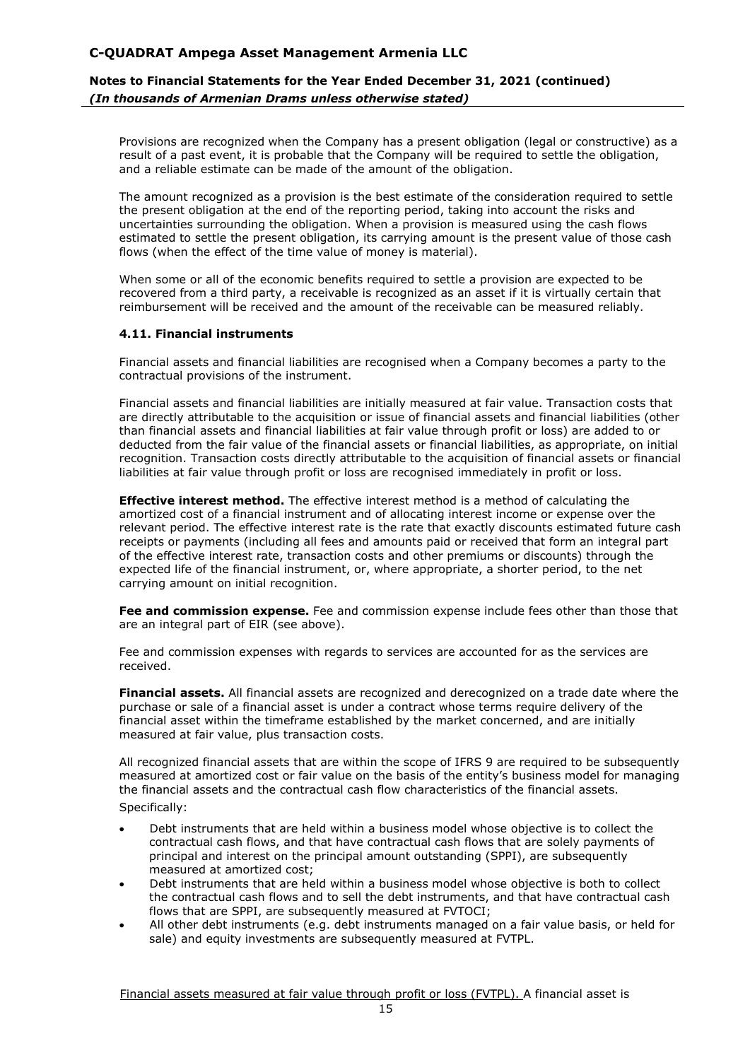Provisions are recognized when the Company has a present obligation (legal or constructive) as a result of a past event, it is probable that the Company will be required to settle the obligation, and a reliable estimate can be made of the amount of the obligation.

The amount recognized as a provision is the best estimate of the consideration required to settle the present obligation at the end of the reporting period, taking into account the risks and uncertainties surrounding the obligation. When a provision is measured using the cash flows estimated to settle the present obligation, its carrying amount is the present value of those cash flows (when the effect of the time value of money is material).

When some or all of the economic benefits required to settle a provision are expected to be recovered from a third party, a receivable is recognized as an asset if it is virtually certain that reimbursement will be received and the amount of the receivable can be measured reliably.

### 4.11. Financial instruments

Financial assets and financial liabilities are recognised when a Company becomes a party to the contractual provisions of the instrument.

Financial assets and financial liabilities are initially measured at fair value. Transaction costs that are directly attributable to the acquisition or issue of financial assets and financial liabilities (other than financial assets and financial liabilities at fair value through profit or loss) are added to or deducted from the fair value of the financial assets or financial liabilities, as appropriate, on initial recognition. Transaction costs directly attributable to the acquisition of financial assets or financial liabilities at fair value through profit or loss are recognised immediately in profit or loss.

**Effective interest method.** The effective interest method is a method of calculating the amortized cost of a financial instrument and of allocating interest income or expense over the relevant period. The effective interest rate is the rate that exactly discounts estimated future cash receipts or payments (including all fees and amounts paid or received that form an integral part of the effective interest rate, transaction costs and other premiums or discounts) through the expected life of the financial instrument, or, where appropriate, a shorter period, to the net carrying amount on initial recognition.

**Fee and commission expense.** Fee and commission expense include fees other than those that are an integral part of EIR (see above).

Fee and commission expenses with regards to services are accounted for as the services are received.

**Financial assets.** All financial assets are recognized and derecognized on a trade date where the purchase or sale of a financial asset is under a contract whose terms require delivery of the financial asset within the timeframe established by the market concerned, and are initially measured at fair value, plus transaction costs.

All recognized financial assets that are within the scope of IFRS 9 are required to be subsequently measured at amortized cost or fair value on the basis of the entity's business model for managing the financial assets and the contractual cash flow characteristics of the financial assets.

Specifically:

- Debt instruments that are held within a business model whose objective is to collect the contractual cash flows, and that have contractual cash flows that are solely payments of principal and interest on the principal amount outstanding (SPPI), are subsequently measured at amortized cost;
- Debt instruments that are held within a business model whose objective is both to collect the contractual cash flows and to sell the debt instruments, and that have contractual cash flows that are SPPI, are subsequently measured at FVTOCI;
- All other debt instruments (e.g. debt instruments managed on a fair value basis, or held for sale) and equity investments are subsequently measured at FVTPL.

Financial assets measured at fair value through profit or loss (FVTPL). A financial asset is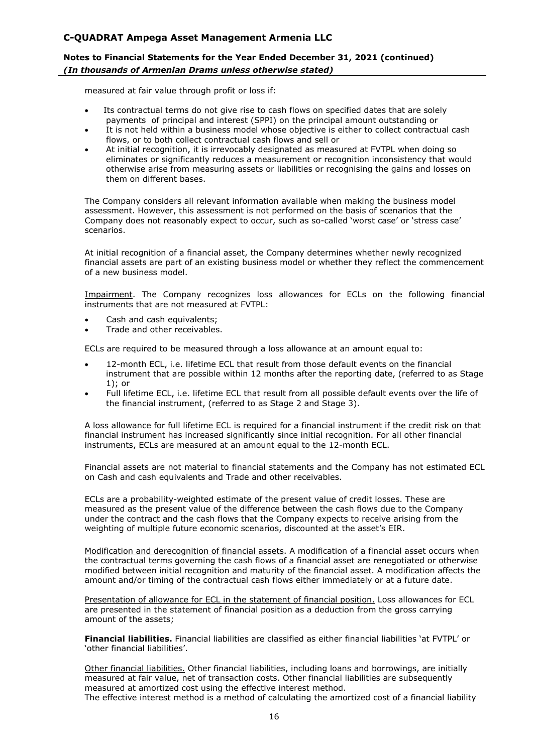measured at fair value through profit or loss if:

- Its contractual terms do not give rise to cash flows on specified dates that are solely payments of principal and interest (SPPI) on the principal amount outstanding or
- It is not held within a business model whose objective is either to collect contractual cash flows, or to both collect contractual cash flows and sell or
- At initial recognition, it is irrevocably designated as measured at FVTPL when doing so eliminates or significantly reduces a measurement or recognition inconsistency that would otherwise arise from measuring assets or liabilities or recognising the gains and losses on them on different bases.

The Company considers all relevant information available when making the business model assessment. However, this assessment is not performed on the basis of scenarios that the Company does not reasonably expect to occur, such as so-called 'worst case' or 'stress case' scenarios.

At initial recognition of a financial asset, the Company determines whether newly recognized financial assets are part of an existing business model or whether they reflect the commencement of a new business model.

Impairment. The Company recognizes loss allowances for ECLs on the following financial instruments that are not measured at FVTPL:

- Cash and cash equivalents;
- Trade and other receivables.

ECLs are required to be measured through a loss allowance at an amount equal to:

- 12-month ECL, i.e. lifetime ECL that result from those default events on the financial instrument that are possible within 12 months after the reporting date, (referred to as Stage 1); or
- Full lifetime ECL, i.e. lifetime ECL that result from all possible default events over the life of the financial instrument, (referred to as Stage 2 and Stage 3).

A loss allowance for full lifetime ECL is required for a financial instrument if the credit risk on that financial instrument has increased significantly since initial recognition. For all other financial instruments, ECLs are measured at an amount equal to the 12-month ECL.

Financial assets are not material to financial statements and the Company has not estimated ECL on Cash and cash equivalents and Trade and other receivables.

ECLs are a probability-weighted estimate of the present value of credit losses. These are measured as the present value of the difference between the cash flows due to the Company under the contract and the cash flows that the Company expects to receive arising from the weighting of multiple future economic scenarios, discounted at the asset's EIR.

Modification and derecognition of financial assets. A modification of a financial asset occurs when the contractual terms governing the cash flows of a financial asset are renegotiated or otherwise modified between initial recognition and maturity of the financial asset. A modification affects the amount and/or timing of the contractual cash flows either immediately or at a future date.

Presentation of allowance for ECL in the statement of financial position. Loss allowances for ECL are presented in the statement of financial position as a deduction from the gross carrying amount of the assets;

**Financial liabilities.** Financial liabilities are classified as either financial liabilities 'at FVTPL' or 'other financial liabilities'.

Other financial liabilities. Other financial liabilities, including loans and borrowings, are initially measured at fair value, net of transaction costs. Other financial liabilities are subsequently measured at amortized cost using the effective interest method.
The effective interest method is a method of calculating the amortized cost of a financial liability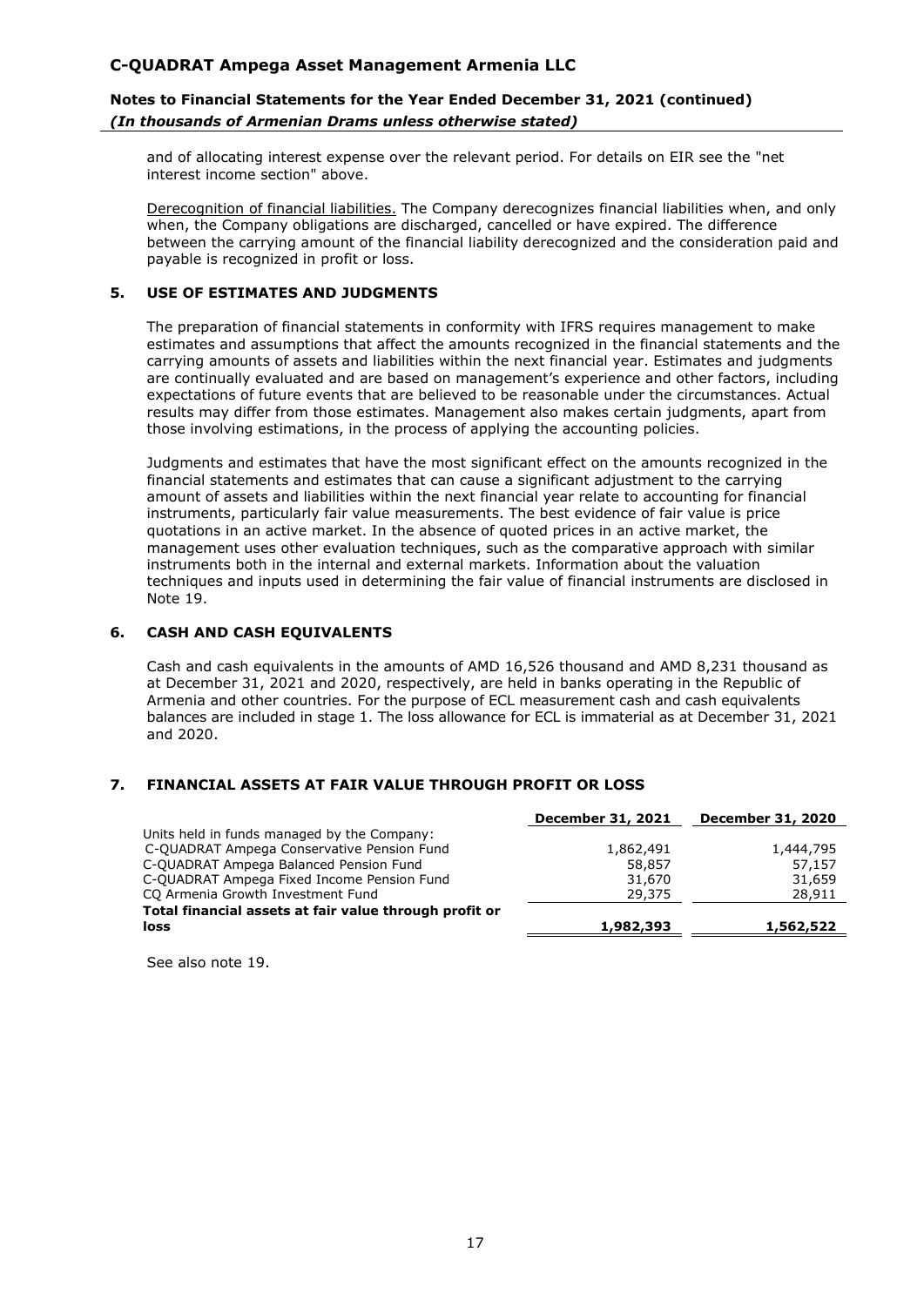and of allocating interest expense over the relevant period. For details on EIR see the "net interest income section" above.

Derecognition of financial liabilities. The Company derecognizes financial liabilities when, and only when, the Company obligations are discharged, cancelled or have expired. The difference between the carrying amount of the financial liability derecognized and the consideration paid and payable is recognized in profit or loss.

## 5. USE OF ESTIMATES AND JUDGMENTS

The preparation of financial statements in conformity with IFRS requires management to make estimates and assumptions that affect the amounts recognized in the financial statements and the carrying amounts of assets and liabilities within the next financial year. Estimates and judgments are continually evaluated and are based on management's experience and other factors, including expectations of future events that are believed to be reasonable under the circumstances. Actual results may differ from those estimates. Management also makes certain judgments, apart from those involving estimations, in the process of applying the accounting policies.

Judgments and estimates that have the most significant effect on the amounts recognized in the financial statements and estimates that can cause a significant adjustment to the carrying amount of assets and liabilities within the next financial year relate to accounting for financial instruments, particularly fair value measurements. The best evidence of fair value is price quotations in an active market. In the absence of quoted prices in an active market, the management uses other evaluation techniques, such as the comparative approach with similar instruments both in the internal and external markets. Information about the valuation techniques and inputs used in determining the fair value of financial instruments are disclosed in Note 19.

## 6. CASH AND CASH EQUIVALENTS

Cash and cash equivalents in the amounts of AMD 16,526 thousand and AMD 8,231 thousand as at December 31, 2021 and 2020, respectively, are held in banks operating in the Republic of Armenia and other countries. For the purpose of ECL measurement cash and cash equivalents balances are included in stage 1. The loss allowance for ECL is immaterial as at December 31, 2021 and 2020.

## 7. FINANCIAL ASSETS AT FAIR VALUE THROUGH PROFIT OR LOSS

| | December 31, 2021 | December 31, 2020 |
|---|---|---|
| Units held in funds managed by the Company: | | |
| C-QUADRAT Ampega Conservative Pension Fund | 1,862,491 | 1,444,795 |
| C-QUADRAT Ampega Balanced Pension Fund | 58,857 | 57,157 |
| C-QUADRAT Ampega Fixed Income Pension Fund | 31,670 | 31,659 |
| CQ Armenia Growth Investment Fund | 29,375 | 28,911 |
| **Total financial assets at fair value through profit or loss** | **1,982,393** | **1,562,522** |

See also note 19.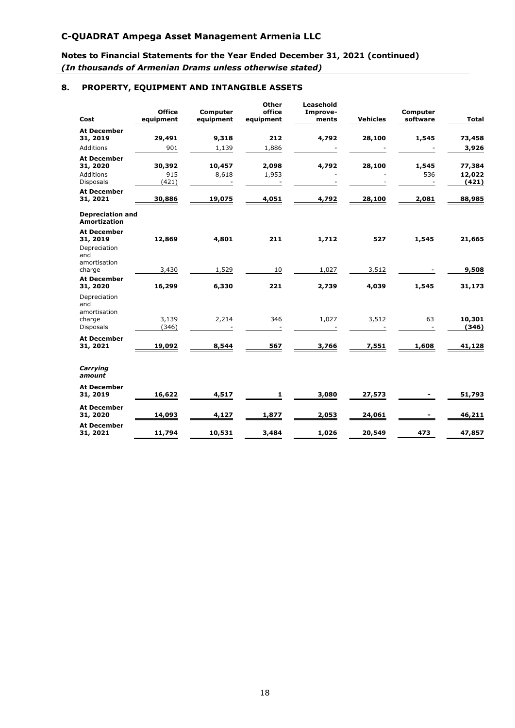## 8. PROPERTY, EQUIPMENT AND INTANGIBLE ASSETS

| Cost | Office equipment | Computer equipment | Other office equipment | Leasehold Improve-ments | Vehicles | Computer software | Total |
|---|---|---|---|---|---|---|---|
| **At December 31, 2019** | **29,491** | **9,318** | **212** | **4,792** | **28,100** | **1,545** | **73,458** |
| Additions | 901 | 1,139 | 1,886 | - | - | - | **3,926** |
| **At December 31, 2020** | **30,392** | **10,457** | **2,098** | **4,792** | **28,100** | **1,545** | **77,384** |
| Additions | 915 | 8,618 | 1,953 | - | - | 536 | **12,022** |
| Disposals | (421) | - | - | - | - | - | **(421)** |
| **At December 31, 2021** | **30,886** | **19,075** | **4,051** | **4,792** | **28,100** | **2,081** | **88,985** |
| **Depreciation and Amortization** | | | | | | | |
| **At December 31, 2019** | **12,869** | **4,801** | **211** | **1,712** | **527** | **1,545** | **21,665** |
| Depreciation and amortisation charge | 3,430 | 1,529 | 10 | 1,027 | 3,512 | - | **9,508** |
| **At December 31, 2020** | **16,299** | **6,330** | **221** | **2,739** | **4,039** | **1,545** | **31,173** |
| Depreciation and amortisation charge | 3,139 | 2,214 | 346 | 1,027 | 3,512 | 63 | **10,301** |
| Disposals | (346) | - | - | - | - | - | **(346)** |
| **At December 31, 2021** | **19,092** | **8,544** | **567** | **3,766** | **7,551** | **1,608** | **41,128** |
| ***Carrying amount*** | | | | | | | |
| **At December 31, 2019** | **16,622** | **4,517** | **1** | **3,080** | **27,573** | **-** | **51,793** |
| **At December 31, 2020** | **14,093** | **4,127** | **1,877** | **2,053** | **24,061** | **-** | **46,211** |
| **At December 31, 2021** | **11,794** | **10,531** | **3,484** | **1,026** | **20,549** | **473** | **47,857** |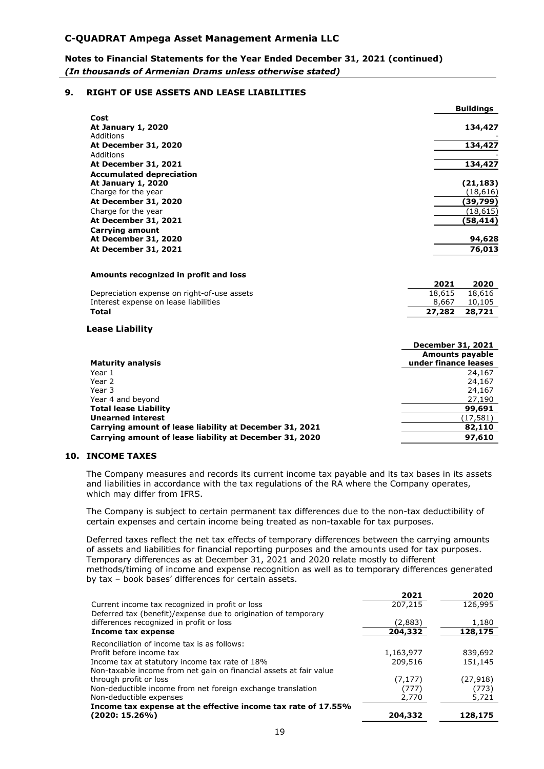## 9. RIGHT OF USE ASSETS AND LEASE LIABILITIES

| | Buildings |
|---|---|
| **Cost** | |
| **At January 1, 2020** | **134,427** |
| Additions | - |
| **At December 31, 2020** | **134,427** |
| Additions | - |
| **At December 31, 2021** | **134,427** |
| **Accumulated depreciation** | |
| **At January 1, 2020** | **(21,183)** |
| Charge for the year | (18,616) |
| **At December 31, 2020** | **(39,799)** |
| Charge for the year | (18,615) |
| **At December 31, 2021** | **(58,414)** |
| **Carrying amount** | |
| **At December 31, 2020** | **94,628** |
| **At December 31, 2021** | **76,013** |

**Amounts recognized in profit and loss**

| | 2021 | 2020 |
|---|---|---|
| Depreciation expense on right-of-use assets | 18,615 | 18,616 |
| Interest expense on lease liabilities | 8,667 | 10,105 |
| **Total** | **27,282** | **28,721** |

**Lease Liability**

| **Maturity analysis** | **December 31, 2021 Amounts payable under finance leases** |
|---|---|
| Year 1 | 24,167 |
| Year 2 | 24,167 |
| Year 3 | 24,167 |
| Year 4 and beyond | 27,190 |
| **Total lease Liability** | **99,691** |
| **Unearned interest** | (17,581) |
| **Carrying amount of lease liability at December 31, 2021** | **82,110** |
| **Carrying amount of lease liability at December 31, 2020** | **97,610** |

## 10. INCOME TAXES

The Company measures and records its current income tax payable and its tax bases in its assets and liabilities in accordance with the tax regulations of the RA where the Company operates, which may differ from IFRS.

The Company is subject to certain permanent tax differences due to the non-tax deductibility of certain expenses and certain income being treated as non-taxable for tax purposes.

Deferred taxes reflect the net tax effects of temporary differences between the carrying amounts of assets and liabilities for financial reporting purposes and the amounts used for tax purposes. Temporary differences as at December 31, 2021 and 2020 relate mostly to different methods/timing of income and expense recognition as well as to temporary differences generated by tax – book bases' differences for certain assets.

| | 2021 | 2020 |
|---|---|---|
| Current income tax recognized in profit or loss | 207,215 | 126,995 |
| Deferred tax (benefit)/expense due to origination of temporary differences recognized in profit or loss | (2,883) | 1,180 |
| **Income tax expense** | **204,332** | **128,175** |
| Reconciliation of income tax is as follows: | | |
| Profit before income tax | 1,163,977 | 839,692 |
| Income tax at statutory income tax rate of 18% | 209,516 | 151,145 |
| Non-taxable income from net gain on financial assets at fair value through profit or loss | (7,177) | (27,918) |
| Non-deductible income from net foreign exchange translation | (777) | (773) |
| Non-deductible expenses | 2,770 | 5,721 |
| **Income tax expense at the effective income tax rate of 17.55% (2020: 15.26%)** | **204,332** | **128,175** |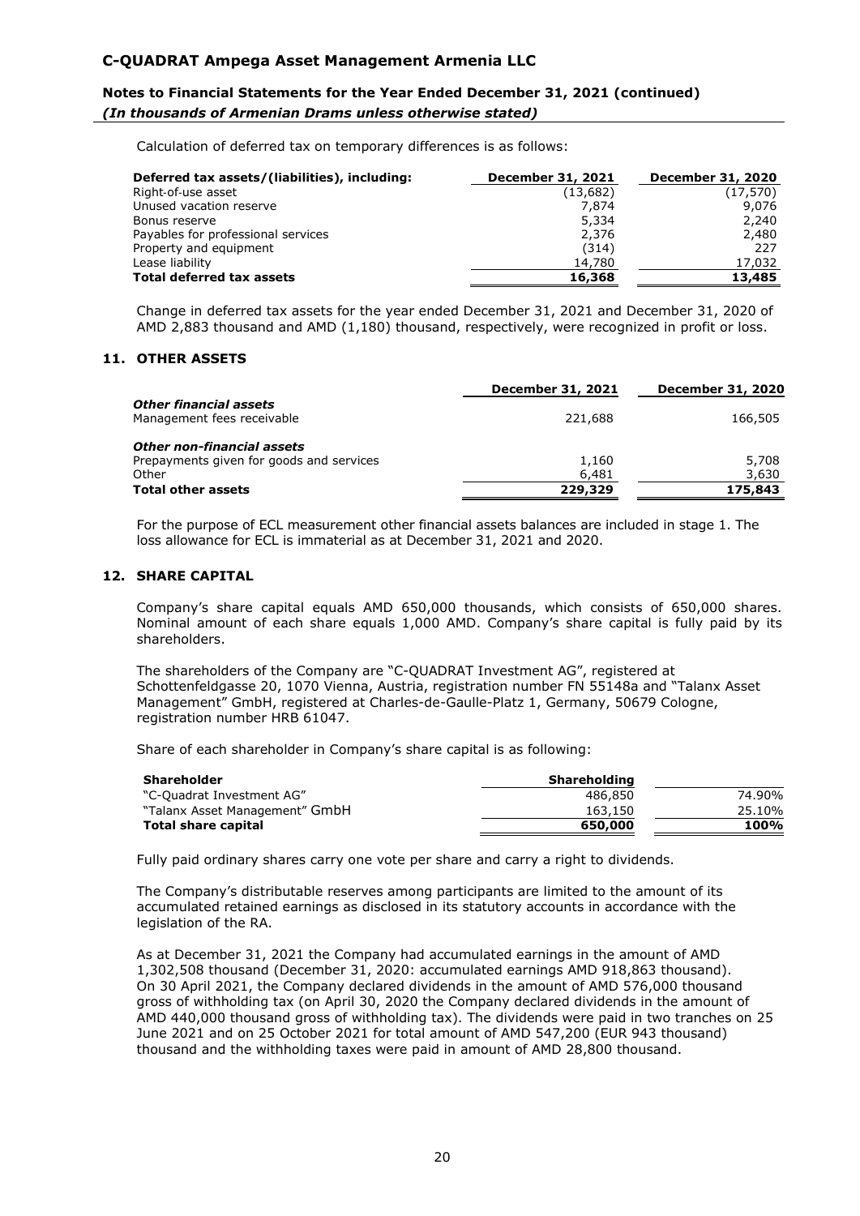Calculation of deferred tax on temporary differences is as follows:

| Deferred tax assets/(liabilities), including: | December 31, 2021 | December 31, 2020 |
|---|---|---|
| Right-of-use asset | (13,682) | (17,570) |
| Unused vacation reserve | 7,874 | 9,076 |
| Bonus reserve | 5,334 | 2,240 |
| Payables for professional services | 2,376 | 2,480 |
| Property and equipment | (314) | 227 |
| Lease liability | 14,780 | 17,032 |
| **Total deferred tax assets** | **16,368** | **13,485** |

Change in deferred tax assets for the year ended December 31, 2021 and December 31, 2020 of AMD 2,883 thousand and AMD (1,180) thousand, respectively, were recognized in profit or loss.

## 11. OTHER ASSETS

| | December 31, 2021 | December 31, 2020 |
|---|---|---|
| ***Other financial assets*** | | |
| Management fees receivable | 221,688 | 166,505 |
| ***Other non-financial assets*** | | |
| Prepayments given for goods and services | 1,160 | 5,708 |
| Other | 6,481 | 3,630 |
| **Total other assets** | **229,329** | **175,843** |

For the purpose of ECL measurement other financial assets balances are included in stage 1. The loss allowance for ECL is immaterial as at December 31, 2021 and 2020.

## 12. SHARE CAPITAL

Company's share capital equals AMD 650,000 thousands, which consists of 650,000 shares. Nominal amount of each share equals 1,000 AMD. Company's share capital is fully paid by its shareholders.

The shareholders of the Company are "C-QUADRAT Investment AG", registered at Schottenfeldgasse 20, 1070 Vienna, Austria, registration number FN 55148a and "Talanx Asset Management" GmbH, registered at Charles-de-Gaulle-Platz 1, Germany, 50679 Cologne, registration number HRB 61047.

Share of each shareholder in Company's share capital is as following:

| Shareholder | Shareholding | |
|---|---|---|
| "C-Quadrat Investment AG" | 486,850 | 74.90% |
| "Talanx Asset Management" GmbH | 163,150 | 25.10% |
| **Total share capital** | **650,000** | **100%** |

Fully paid ordinary shares carry one vote per share and carry a right to dividends.

The Company's distributable reserves among participants are limited to the amount of its accumulated retained earnings as disclosed in its statutory accounts in accordance with the legislation of the RA.

As at December 31, 2021 the Company had accumulated earnings in the amount of AMD 1,302,508 thousand (December 31, 2020: accumulated earnings AMD 918,863 thousand). On 30 April 2021, the Company declared dividends in the amount of AMD 576,000 thousand gross of withholding tax (on April 30, 2020 the Company declared dividends in the amount of AMD 440,000 thousand gross of withholding tax). The dividends were paid in two tranches on 25 June 2021 and on 25 October 2021 for total amount of AMD 547,200 (EUR 943 thousand) thousand and the withholding taxes were paid in amount of AMD 28,800 thousand.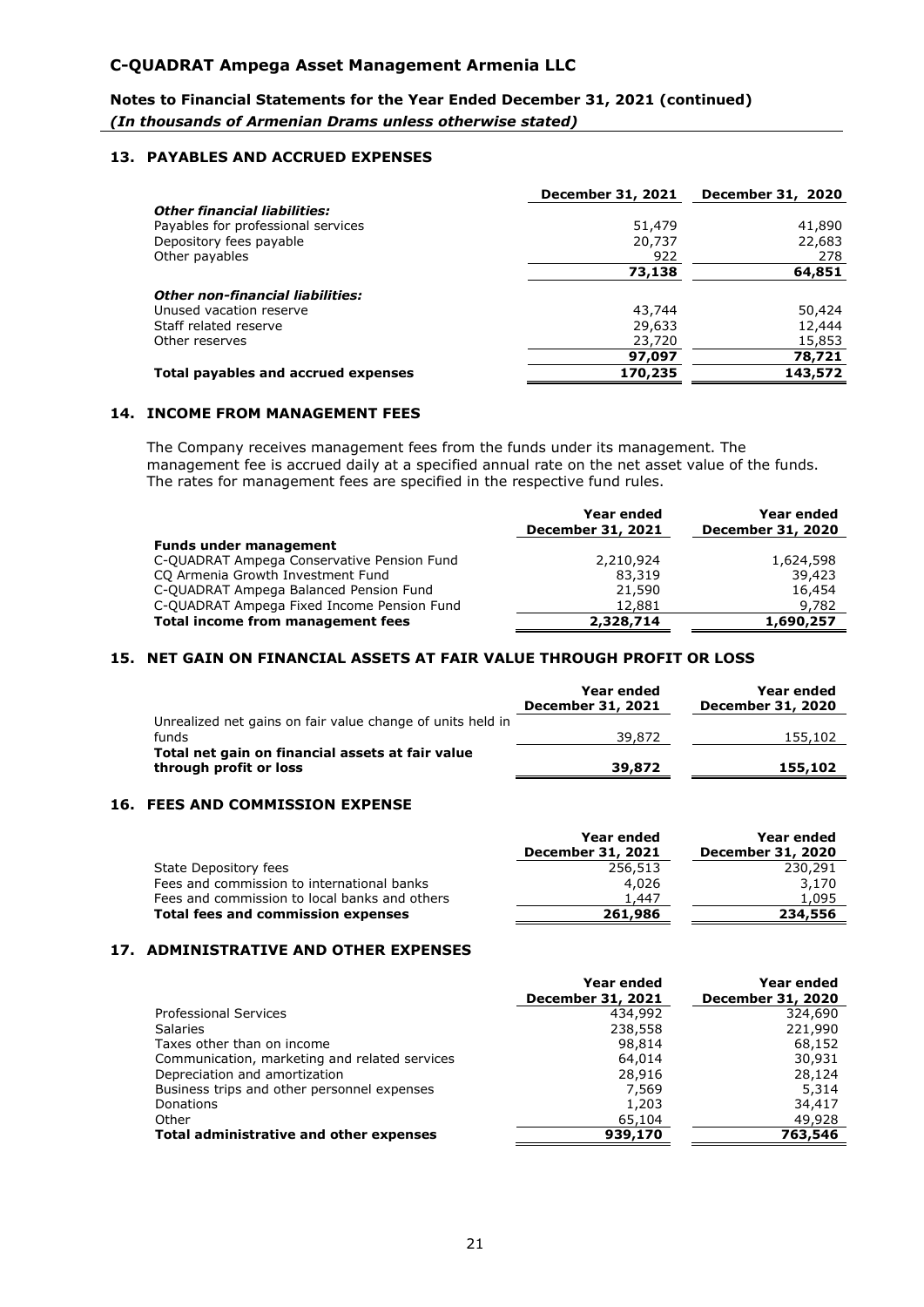## 13. PAYABLES AND ACCRUED EXPENSES

| | December 31, 2021 | December 31, 2020 |
|---|---|---|
| ***Other financial liabilities:*** | | |
| Payables for professional services | 51,479 | 41,890 |
| Depository fees payable | 20,737 | 22,683 |
| Other payables | 922 | 278 |
| | **73,138** | **64,851** |
| ***Other non-financial liabilities:*** | | |
| Unused vacation reserve | 43,744 | 50,424 |
| Staff related reserve | 29,633 | 12,444 |
| Other reserves | 23,720 | 15,853 |
| | **97,097** | **78,721** |
| **Total payables and accrued expenses** | **170,235** | **143,572** |

## 14. INCOME FROM MANAGEMENT FEES

The Company receives management fees from the funds under its management. The management fee is accrued daily at a specified annual rate on the net asset value of the funds. The rates for management fees are specified in the respective fund rules.

| | Year ended December 31, 2021 | Year ended December 31, 2020 |
|---|---|---|
| **Funds under management** | | |
| C-QUADRAT Ampega Conservative Pension Fund | 2,210,924 | 1,624,598 |
| CQ Armenia Growth Investment Fund | 83,319 | 39,423 |
| C-QUADRAT Ampega Balanced Pension Fund | 21,590 | 16,454 |
| C-QUADRAT Ampega Fixed Income Pension Fund | 12,881 | 9,782 |
| **Total income from management fees** | **2,328,714** | **1,690,257** |

## 15. NET GAIN ON FINANCIAL ASSETS AT FAIR VALUE THROUGH PROFIT OR LOSS

| | Year ended December 31, 2021 | Year ended December 31, 2020 |
|---|---|---|
| Unrealized net gains on fair value change of units held in funds | 39,872 | 155,102 |
| **Total net gain on financial assets at fair value through profit or loss** | **39,872** | **155,102** |

## 16. FEES AND COMMISSION EXPENSE

| | Year ended December 31, 2021 | Year ended December 31, 2020 |
|---|---|---|
| State Depository fees | 256,513 | 230,291 |
| Fees and commission to international banks | 4,026 | 3,170 |
| Fees and commission to local banks and others | 1,447 | 1,095 |
| **Total fees and commission expenses** | **261,986** | **234,556** |

## 17. ADMINISTRATIVE AND OTHER EXPENSES

| | Year ended December 31, 2021 | Year ended December 31, 2020 |
|---|---|---|
| Professional Services | 434,992 | 324,690 |
| Salaries | 238,558 | 221,990 |
| Taxes other than on income | 98,814 | 68,152 |
| Communication, marketing and related services | 64,014 | 30,931 |
| Depreciation and amortization | 28,916 | 28,124 |
| Business trips and other personnel expenses | 7,569 | 5,314 |
| Donations | 1,203 | 34,417 |
| Other | 65,104 | 49,928 |
| **Total administrative and other expenses** | **939,170** | **763,546** |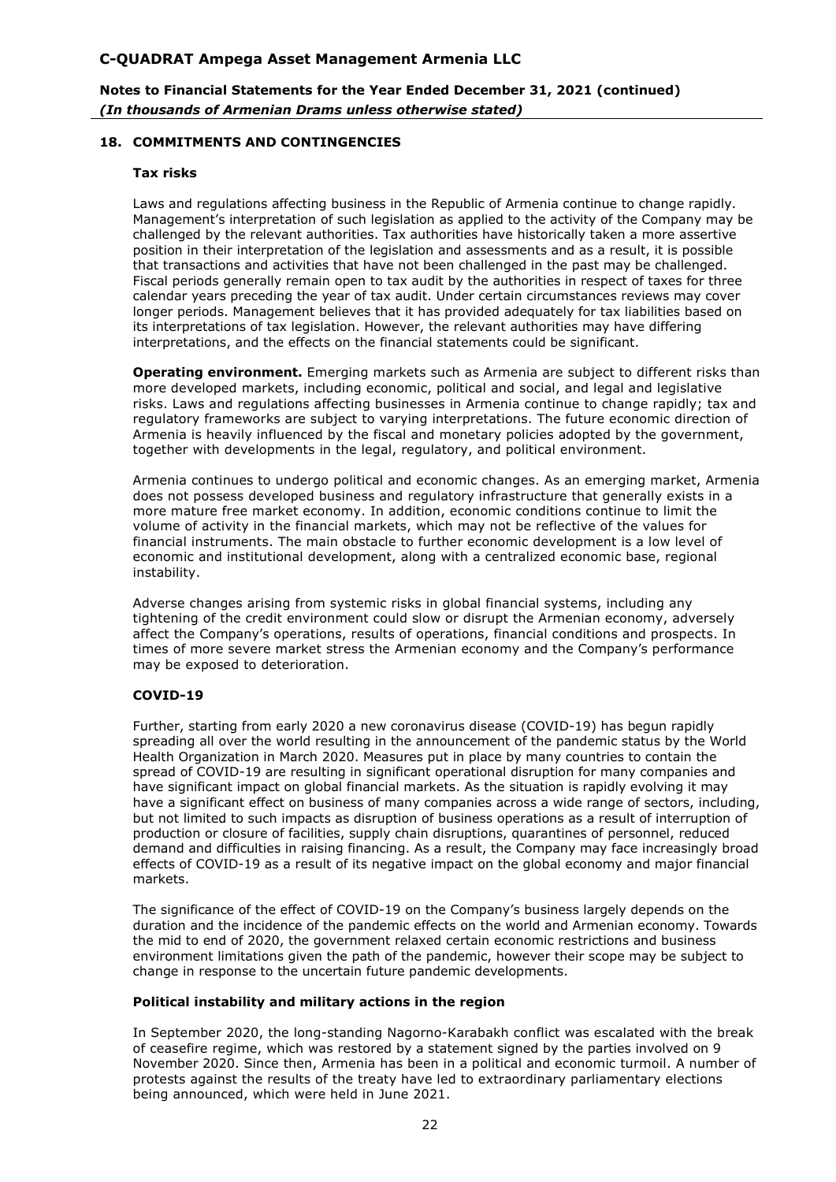## 18. COMMITMENTS AND CONTINGENCIES

### Tax risks

Laws and regulations affecting business in the Republic of Armenia continue to change rapidly. Management's interpretation of such legislation as applied to the activity of the Company may be challenged by the relevant authorities. Tax authorities have historically taken a more assertive position in their interpretation of the legislation and assessments and as a result, it is possible that transactions and activities that have not been challenged in the past may be challenged. Fiscal periods generally remain open to tax audit by the authorities in respect of taxes for three calendar years preceding the year of tax audit. Under certain circumstances reviews may cover longer periods. Management believes that it has provided adequately for tax liabilities based on its interpretations of tax legislation. However, the relevant authorities may have differing interpretations, and the effects on the financial statements could be significant.

**Operating environment.** Emerging markets such as Armenia are subject to different risks than more developed markets, including economic, political and social, and legal and legislative risks. Laws and regulations affecting businesses in Armenia continue to change rapidly; tax and regulatory frameworks are subject to varying interpretations. The future economic direction of Armenia is heavily influenced by the fiscal and monetary policies adopted by the government, together with developments in the legal, regulatory, and political environment.

Armenia continues to undergo political and economic changes. As an emerging market, Armenia does not possess developed business and regulatory infrastructure that generally exists in a more mature free market economy. In addition, economic conditions continue to limit the volume of activity in the financial markets, which may not be reflective of the values for financial instruments. The main obstacle to further economic development is a low level of economic and institutional development, along with a centralized economic base, regional instability.

Adverse changes arising from systemic risks in global financial systems, including any tightening of the credit environment could slow or disrupt the Armenian economy, adversely affect the Company's operations, results of operations, financial conditions and prospects. In times of more severe market stress the Armenian economy and the Company's performance may be exposed to deterioration.

### COVID-19

Further, starting from early 2020 a new coronavirus disease (COVID-19) has begun rapidly spreading all over the world resulting in the announcement of the pandemic status by the World Health Organization in March 2020. Measures put in place by many countries to contain the spread of COVID-19 are resulting in significant operational disruption for many companies and have significant impact on global financial markets. As the situation is rapidly evolving it may have a significant effect on business of many companies across a wide range of sectors, including, but not limited to such impacts as disruption of business operations as a result of interruption of production or closure of facilities, supply chain disruptions, quarantines of personnel, reduced demand and difficulties in raising financing. As a result, the Company may face increasingly broad effects of COVID-19 as a result of its negative impact on the global economy and major financial markets.

The significance of the effect of COVID-19 on the Company's business largely depends on the duration and the incidence of the pandemic effects on the world and Armenian economy. Towards the mid to end of 2020, the government relaxed certain economic restrictions and business environment limitations given the path of the pandemic, however their scope may be subject to change in response to the uncertain future pandemic developments.

### Political instability and military actions in the region

In September 2020, the long-standing Nagorno-Karabakh conflict was escalated with the break of ceasefire regime, which was restored by a statement signed by the parties involved on 9 November 2020. Since then, Armenia has been in a political and economic turmoil. A number of protests against the results of the treaty have led to extraordinary parliamentary elections being announced, which were held in June 2021.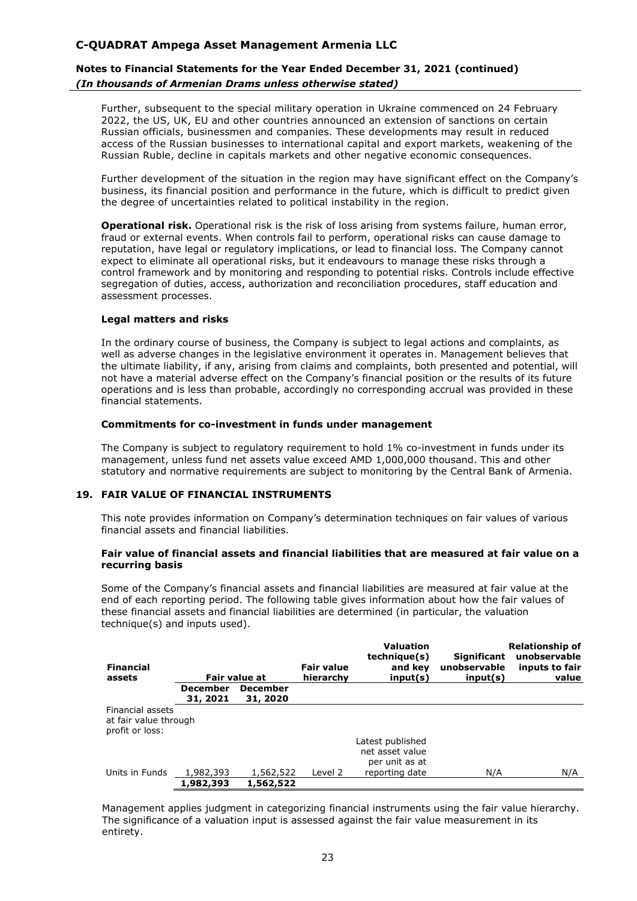Further, subsequent to the special military operation in Ukraine commenced on 24 February 2022, the US, UK, EU and other countries announced an extension of sanctions on certain Russian officials, businessmen and companies. These developments may result in reduced access of the Russian businesses to international capital and export markets, weakening of the Russian Ruble, decline in capitals markets and other negative economic consequences.

Further development of the situation in the region may have significant effect on the Company's business, its financial position and performance in the future, which is difficult to predict given the degree of uncertainties related to political instability in the region.

**Operational risk.** Operational risk is the risk of loss arising from systems failure, human error, fraud or external events. When controls fail to perform, operational risks can cause damage to reputation, have legal or regulatory implications, or lead to financial loss. The Company cannot expect to eliminate all operational risks, but it endeavours to manage these risks through a control framework and by monitoring and responding to potential risks. Controls include effective segregation of duties, access, authorization and reconciliation procedures, staff education and assessment processes.

**Legal matters and risks**

In the ordinary course of business, the Company is subject to legal actions and complaints, as well as adverse changes in the legislative environment it operates in. Management believes that the ultimate liability, if any, arising from claims and complaints, both presented and potential, will not have a material adverse effect on the Company's financial position or the results of its future operations and is less than probable, accordingly no corresponding accrual was provided in these financial statements.

**Commitments for co-investment in funds under management**

The Company is subject to regulatory requirement to hold 1% co-investment in funds under its management, unless fund net assets value exceed AMD 1,000,000 thousand. This and other statutory and normative requirements are subject to monitoring by the Central Bank of Armenia.

## 19. FAIR VALUE OF FINANCIAL INSTRUMENTS

This note provides information on Company's determination techniques on fair values of various financial assets and financial liabilities.

**Fair value of financial assets and financial liabilities that are measured at fair value on a recurring basis**

Some of the Company's financial assets and financial liabilities are measured at fair value at the end of each reporting period. The following table gives information about how the fair values of these financial assets and financial liabilities are determined (in particular, the valuation technique(s) and inputs used).

| Financial assets | Fair value at | | Fair value hierarchy | Valuation technique(s) and key input(s) | Significant unobservable input(s) | Relationship of unobservable inputs to fair value |
|---|---|---|---|---|---|---|
| | December 31, 2021 | December 31, 2020 | | | | |
| Financial assets at fair value through profit or loss: | | | | | | |
| Units in Funds | 1,982,393 | 1,562,522 | Level 2 | Latest published net asset value per unit as at reporting date | N/A | N/A |
| | **1,982,393** | **1,562,522** | | | | |

Management applies judgment in categorizing financial instruments using the fair value hierarchy. The significance of a valuation input is assessed against the fair value measurement in its entirety.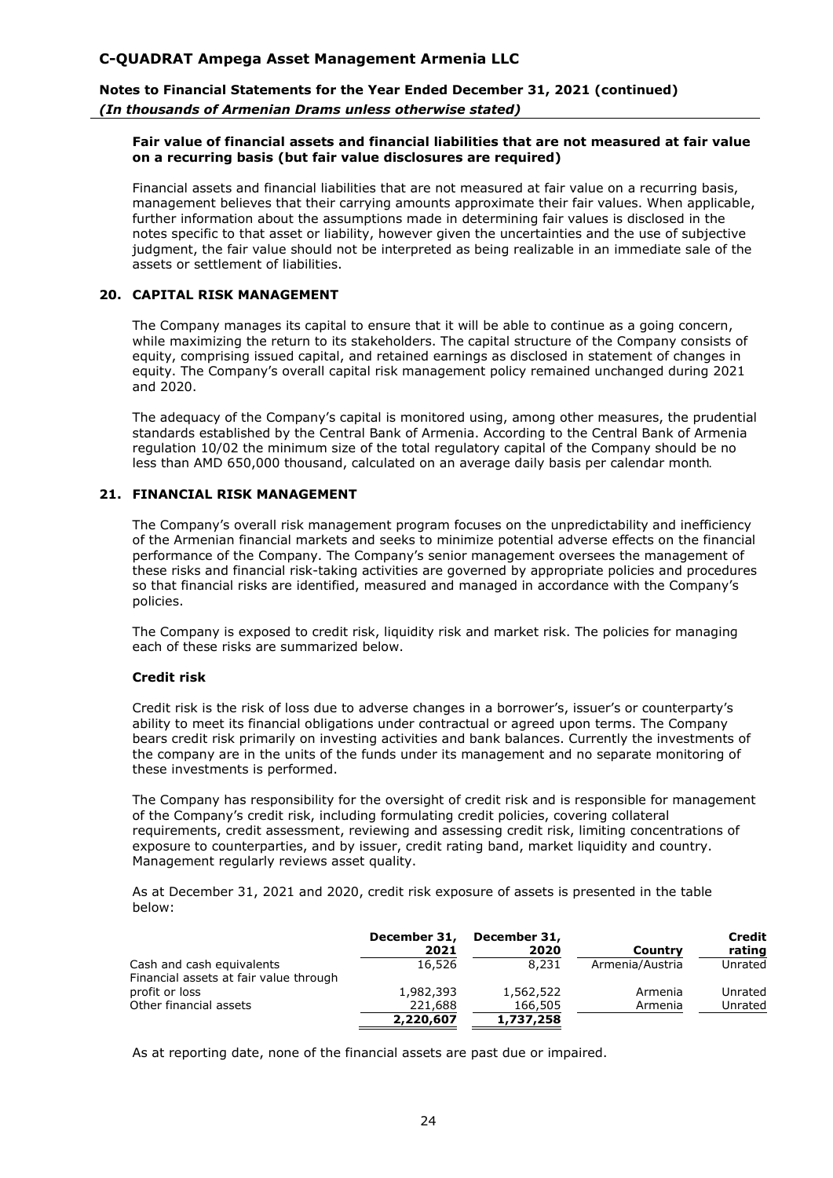**Fair value of financial assets and financial liabilities that are not measured at fair value on a recurring basis (but fair value disclosures are required)**

Financial assets and financial liabilities that are not measured at fair value on a recurring basis, management believes that their carrying amounts approximate their fair values. When applicable, further information about the assumptions made in determining fair values is disclosed in the notes specific to that asset or liability, however given the uncertainties and the use of subjective judgment, the fair value should not be interpreted as being realizable in an immediate sale of the assets or settlement of liabilities.

## 20. CAPITAL RISK MANAGEMENT

The Company manages its capital to ensure that it will be able to continue as a going concern, while maximizing the return to its stakeholders. The capital structure of the Company consists of equity, comprising issued capital, and retained earnings as disclosed in statement of changes in equity. The Company's overall capital risk management policy remained unchanged during 2021 and 2020.

The adequacy of the Company's capital is monitored using, among other measures, the prudential standards established by the Central Bank of Armenia. According to the Central Bank of Armenia regulation 10/02 the minimum size of the total regulatory capital of the Company should be no less than AMD 650,000 thousand, calculated on an average daily basis per calendar month.

## 21. FINANCIAL RISK MANAGEMENT

The Company's overall risk management program focuses on the unpredictability and inefficiency of the Armenian financial markets and seeks to minimize potential adverse effects on the financial performance of the Company. The Company's senior management oversees the management of these risks and financial risk-taking activities are governed by appropriate policies and procedures so that financial risks are identified, measured and managed in accordance with the Company's policies.

The Company is exposed to credit risk, liquidity risk and market risk. The policies for managing each of these risks are summarized below.

### Credit risk

Credit risk is the risk of loss due to adverse changes in a borrower's, issuer's or counterparty's ability to meet its financial obligations under contractual or agreed upon terms. The Company bears credit risk primarily on investing activities and bank balances. Currently the investments of the company are in the units of the funds under its management and no separate monitoring of these investments is performed.

The Company has responsibility for the oversight of credit risk and is responsible for management of the Company's credit risk, including formulating credit policies, covering collateral requirements, credit assessment, reviewing and assessing credit risk, limiting concentrations of exposure to counterparties, and by issuer, credit rating band, market liquidity and country. Management regularly reviews asset quality.

As at December 31, 2021 and 2020, credit risk exposure of assets is presented in the table below:

| | December 31, 2021 | December 31, 2020 | Country | Credit rating |
|---|---|---|---|---|
| Cash and cash equivalents | 16,526 | 8,231 | Armenia/Austria | Unrated |
| Financial assets at fair value through profit or loss | 1,982,393 | 1,562,522 | Armenia | Unrated |
| Other financial assets | 221,688 | 166,505 | Armenia | Unrated |
| | **2,220,607** | **1,737,258** | | |

As at reporting date, none of the financial assets are past due or impaired.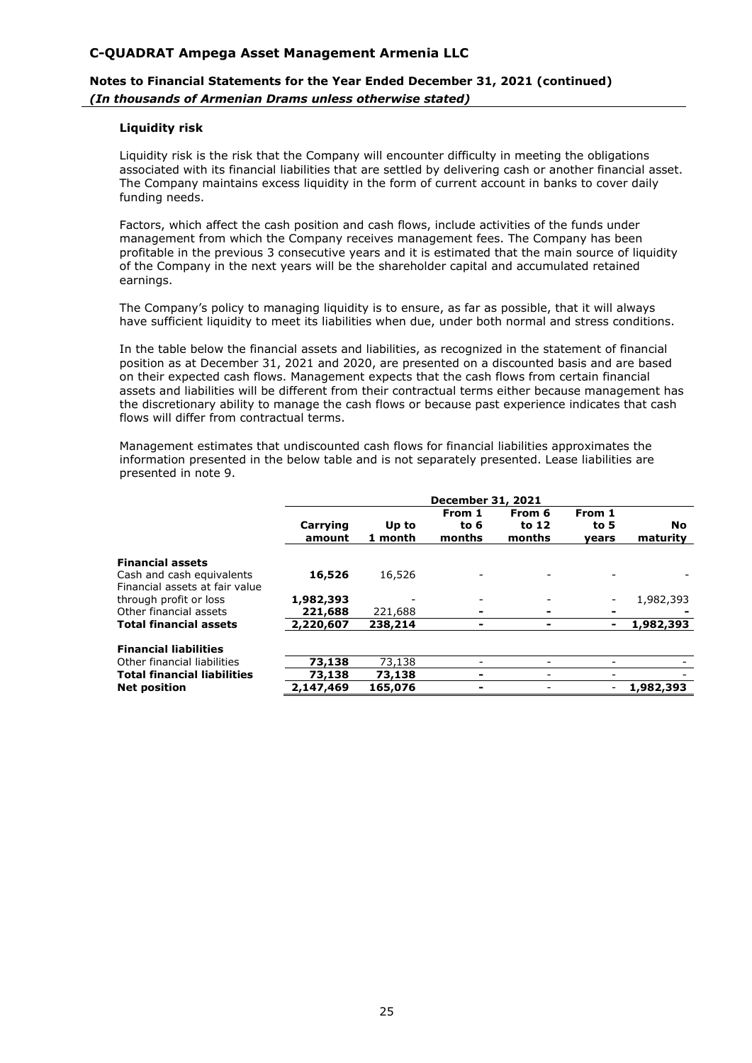### Liquidity risk

Liquidity risk is the risk that the Company will encounter difficulty in meeting the obligations associated with its financial liabilities that are settled by delivering cash or another financial asset. The Company maintains excess liquidity in the form of current account in banks to cover daily funding needs.

Factors, which affect the cash position and cash flows, include activities of the funds under management from which the Company receives management fees. The Company has been profitable in the previous 3 consecutive years and it is estimated that the main source of liquidity of the Company in the next years will be the shareholder capital and accumulated retained earnings.

The Company's policy to managing liquidity is to ensure, as far as possible, that it will always have sufficient liquidity to meet its liabilities when due, under both normal and stress conditions.

In the table below the financial assets and liabilities, as recognized in the statement of financial position as at December 31, 2021 and 2020, are presented on a discounted basis and are based on their expected cash flows. Management expects that the cash flows from certain financial assets and liabilities will be different from their contractual terms either because management has the discretionary ability to manage the cash flows or because past experience indicates that cash flows will differ from contractual terms.

Management estimates that undiscounted cash flows for financial liabilities approximates the information presented in the below table and is not separately presented. Lease liabilities are presented in note 9.

| | December 31, 2021 | | | | | |
|---|---|---|---|---|---|---|
| | **Carrying amount** | **Up to 1 month** | **From 1 to 6 months** | **From 6 to 12 months** | **From 1 to 5 years** | **No maturity** |
| **Financial assets** | | | | | | |
| Cash and cash equivalents | **16,526** | 16,526 | - | - | - | - |
| Financial assets at fair value through profit or loss | **1,982,393** | - | - | - | - | 1,982,393 |
| Other financial assets | **221,688** | 221,688 | - | - | - | - |
| **Total financial assets** | **2,220,607** | **238,214** | **-** | **-** | **-** | **1,982,393** |
| **Financial liabilities** | | | | | | |
| Other financial liabilities | **73,138** | 73,138 | - | - | - | - |
| **Total financial liabilities** | **73,138** | **73,138** | **-** | - | - | - |
| **Net position** | **2,147,469** | **165,076** | **-** | - | - | **1,982,393** |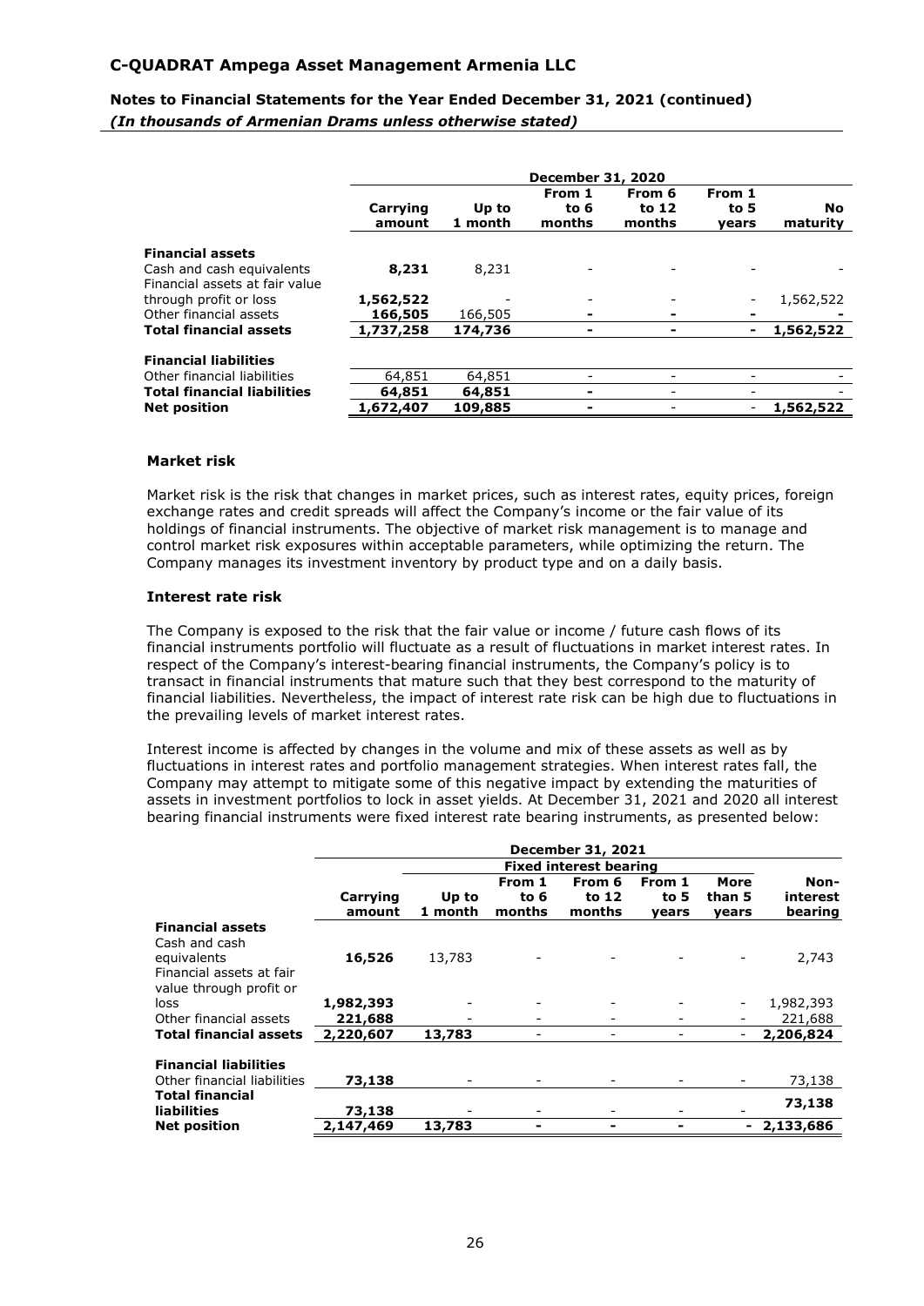| | December 31, 2020 | | | | | |
|---|---|---|---|---|---|---|
| | **Carrying amount** | **Up to 1 month** | **From 1 to 6 months** | **From 6 to 12 months** | **From 1 to 5 years** | **No maturity** |
| **Financial assets** | | | | | | |
| Cash and cash equivalents | **8,231** | 8,231 | - | - | - | - |
| Financial assets at fair value through profit or loss | **1,562,522** | - | - | - | - | 1,562,522 |
| Other financial assets | **166,505** | 166,505 | **-** | **-** | **-** | **-** |
| **Total financial assets** | **1,737,258** | **174,736** | **-** | **-** | **-** | **1,562,522** |
| **Financial liabilities** | | | | | | |
| Other financial liabilities | 64,851 | 64,851 | - | - | - | - |
| **Total financial liabilities** | **64,851** | **64,851** | **-** | - | - | - |
| **Net position** | **1,672,407** | **109,885** | **-** | - | - | **1,562,522** |

### Market risk

Market risk is the risk that changes in market prices, such as interest rates, equity prices, foreign exchange rates and credit spreads will affect the Company's income or the fair value of its holdings of financial instruments. The objective of market risk management is to manage and control market risk exposures within acceptable parameters, while optimizing the return. The Company manages its investment inventory by product type and on a daily basis.

### Interest rate risk

The Company is exposed to the risk that the fair value or income / future cash flows of its financial instruments portfolio will fluctuate as a result of fluctuations in market interest rates. In respect of the Company's interest-bearing financial instruments, the Company's policy is to transact in financial instruments that mature such that they best correspond to the maturity of financial liabilities. Nevertheless, the impact of interest rate risk can be high due to fluctuations in the prevailing levels of market interest rates.

Interest income is affected by changes in the volume and mix of these assets as well as by fluctuations in interest rates and portfolio management strategies. When interest rates fall, the Company may attempt to mitigate some of this negative impact by extending the maturities of assets in investment portfolios to lock in asset yields. At December 31, 2021 and 2020 all interest bearing financial instruments were fixed interest rate bearing instruments, as presented below:

| | December 31, 2021 | | | | | | |
|---|---|---|---|---|---|---|---|
| | | Fixed interest bearing | | | | | |
| | **Carrying amount** | **Up to 1 month** | **From 1 to 6 months** | **From 6 to 12 months** | **From 1 to 5 years** | **More than 5 years** | **Non-interest bearing** |
| **Financial assets** | | | | | | | |
| Cash and cash equivalents | **16,526** | 13,783 | - | - | - | - | 2,743 |
| Financial assets at fair value through profit or loss | **1,982,393** | - | - | - | - | - | 1,982,393 |
| Other financial assets | **221,688** | - | - | - | - | - | 221,688 |
| **Total financial assets** | **2,220,607** | **13,783** | - | - | - | - | **2,206,824** |
| **Financial liabilities** | | | | | | | |
| Other financial liabilities | **73,138** | - | - | - | - | - | 73,138 |
| **Total financial liabilities** | **73,138** | - | - | - | - | - | **73,138** |
| **Net position** | **2,147,469** | **13,783** | **-** | **-** | **-** | **-** | **2,133,686** |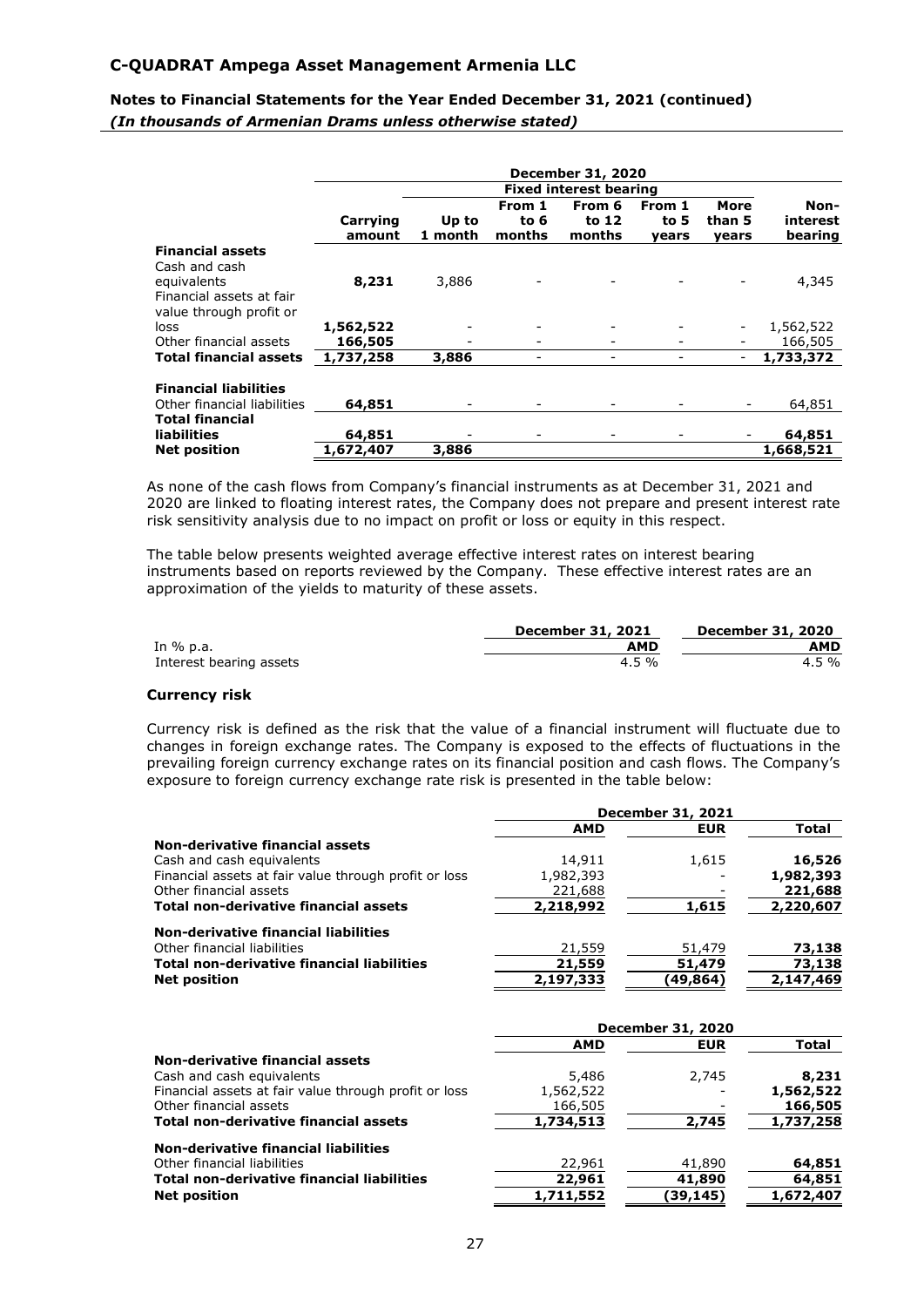| | December 31, 2020 | | | | | | |
|---|---|---|---|---|---|---|---|
| | | Fixed interest bearing | | | | | |
| | Carrying amount | Up to 1 month | From 1 to 6 months | From 6 to 12 months | From 1 to 5 years | More than 5 years | Non-interest bearing |
| **Financial assets** | | | | | | | |
| Cash and cash equivalents | **8,231** | 3,886 | - | - | - | - | 4,345 |
| Financial assets at fair value through profit or loss | **1,562,522** | - | - | - | - | - | 1,562,522 |
| Other financial assets | **166,505** | - | - | - | - | - | 166,505 |
| **Total financial assets** | **1,737,258** | **3,886** | - | - | - | - | **1,733,372** |
| **Financial liabilities** | | | | | | | |
| Other financial liabilities | **64,851** | - | - | - | - | - | 64,851 |
| **Total financial liabilities** | **64,851** | - | - | - | - | - | **64,851** |
| **Net position** | **1,672,407** | **3,886** | | | | | **1,668,521** |

As none of the cash flows from Company's financial instruments as at December 31, 2021 and 2020 are linked to floating interest rates, the Company does not prepare and present interest rate risk sensitivity analysis due to no impact on profit or loss or equity in this respect.

The table below presents weighted average effective interest rates on interest bearing instruments based on reports reviewed by the Company. These effective interest rates are an approximation of the yields to maturity of these assets.

| | December 31, 2021 | December 31, 2020 |
|---|---|---|
| In % p.a. | AMD | AMD |
| Interest bearing assets | 4.5 % | 4.5 % |

### Currency risk

Currency risk is defined as the risk that the value of a financial instrument will fluctuate due to changes in foreign exchange rates. The Company is exposed to the effects of fluctuations in the prevailing foreign currency exchange rates on its financial position and cash flows. The Company's exposure to foreign currency exchange rate risk is presented in the table below:

| | December 31, 2021 | | |
|---|---|---|---|
| | AMD | EUR | Total |
| **Non-derivative financial assets** | | | |
| Cash and cash equivalents | 14,911 | 1,615 | **16,526** |
| Financial assets at fair value through profit or loss | 1,982,393 | - | **1,982,393** |
| Other financial assets | 221,688 | - | **221,688** |
| **Total non-derivative financial assets** | **2,218,992** | **1,615** | **2,220,607** |
| **Non-derivative financial liabilities** | | | |
| Other financial liabilities | 21,559 | 51,479 | **73,138** |
| **Total non-derivative financial liabilities** | **21,559** | **51,479** | **73,138** |
| **Net position** | **2,197,333** | **(49,864)** | **2,147,469** |

| | December 31, 2020 | | |
|---|---|---|---|
| | AMD | EUR | Total |
| **Non-derivative financial assets** | | | |
| Cash and cash equivalents | 5,486 | 2,745 | **8,231** |
| Financial assets at fair value through profit or loss | 1,562,522 | - | **1,562,522** |
| Other financial assets | 166,505 | - | **166,505** |
| **Total non-derivative financial assets** | **1,734,513** | **2,745** | **1,737,258** |
| **Non-derivative financial liabilities** | | | |
| Other financial liabilities | 22,961 | 41,890 | **64,851** |
| **Total non-derivative financial liabilities** | **22,961** | **41,890** | **64,851** |
| **Net position** | **1,711,552** | **(39,145)** | **1,672,407** |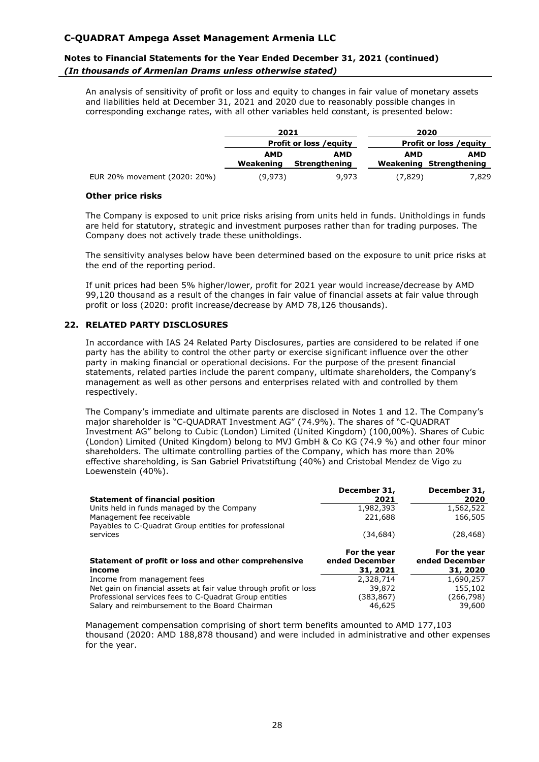An analysis of sensitivity of profit or loss and equity to changes in fair value of monetary assets and liabilities held at December 31, 2021 and 2020 due to reasonably possible changes in corresponding exchange rates, with all other variables held constant, is presented below:

| | 2021 | | 2020 | |
|---|---|---|---|---|
| | Profit or loss /equity | | Profit or loss /equity | |
| | AMD Weakening | AMD Strengthening | AMD Weakening | AMD Strengthening |
| EUR 20% movement (2020: 20%) | (9,973) | 9,973 | (7,829) | 7,829 |

**Other price risks**

The Company is exposed to unit price risks arising from units held in funds. Unitholdings in funds are held for statutory, strategic and investment purposes rather than for trading purposes. The Company does not actively trade these unitholdings.

The sensitivity analyses below have been determined based on the exposure to unit price risks at the end of the reporting period.

If unit prices had been 5% higher/lower, profit for 2021 year would increase/decrease by AMD 99,120 thousand as a result of the changes in fair value of financial assets at fair value through profit or loss (2020: profit increase/decrease by AMD 78,126 thousands).

## 22. RELATED PARTY DISCLOSURES

In accordance with IAS 24 Related Party Disclosures, parties are considered to be related if one party has the ability to control the other party or exercise significant influence over the other party in making financial or operational decisions. For the purpose of the present financial statements, related parties include the parent company, ultimate shareholders, the Company's management as well as other persons and enterprises related with and controlled by them respectively.

The Company's immediate and ultimate parents are disclosed in Notes 1 and 12. The Company's major shareholder is "C-QUADRAT Investment AG" (74.9%). The shares of "C-QUADRAT Investment AG" belong to Cubic (London) Limited (United Kingdom) (100,00%). Shares of Cubic (London) Limited (United Kingdom) belong to MVJ GmbH & Co KG (74.9 %) and other four minor shareholders. The ultimate controlling parties of the Company, which has more than 20% effective shareholding, is San Gabriel Privatstiftung (40%) and Cristobal Mendez de Vigo zu Loewenstein (40%).

| Statement of financial position | December 31, 2021 | December 31, 2020 |
|---|---|---|
| Units held in funds managed by the Company | 1,982,393 | 1,562,522 |
| Management fee receivable | 221,688 | 166,505 |
| Payables to C-Quadrat Group entities for professional services | (34,684) | (28,468) |

| Statement of profit or loss and other comprehensive income | For the year ended December 31, 2021 | For the year ended December 31, 2020 |
|---|---|---|
| Income from management fees | 2,328,714 | 1,690,257 |
| Net gain on financial assets at fair value through profit or loss | 39,872 | 155,102 |
| Professional services fees to C-Quadrat Group entities | (383,867) | (266,798) |
| Salary and reimbursement to the Board Chairman | 46,625 | 39,600 |

Management compensation comprising of short term benefits amounted to AMD 177,103 thousand (2020: AMD 188,878 thousand) and were included in administrative and other expenses for the year.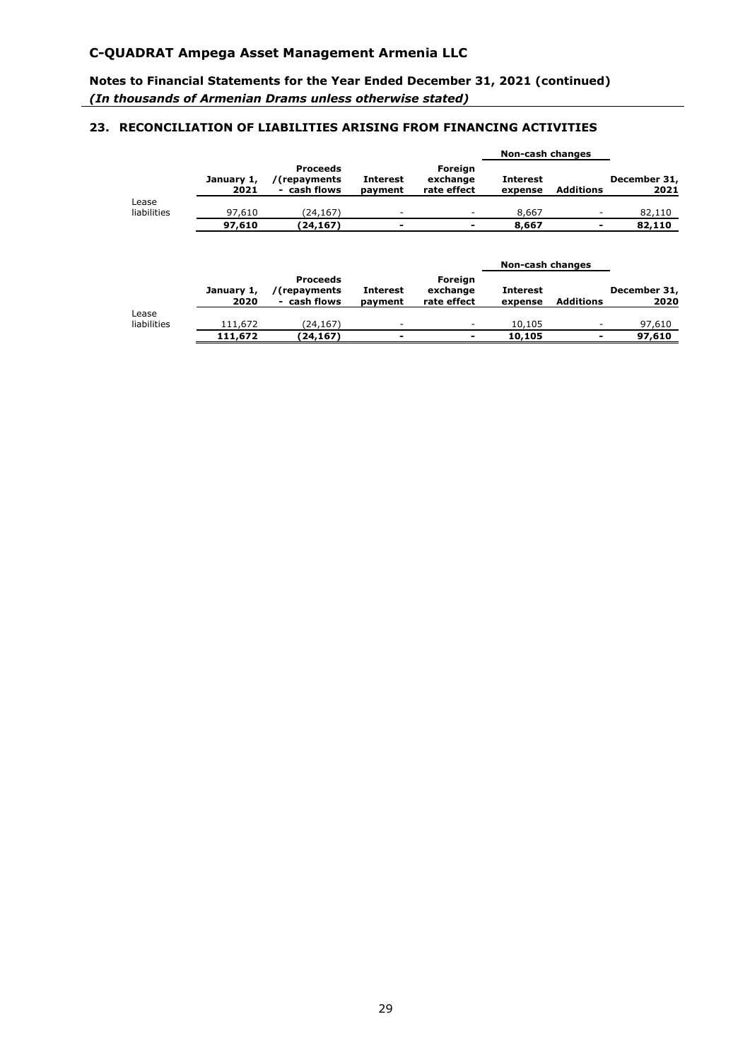## 23. RECONCILIATION OF LIABILITIES ARISING FROM FINANCING ACTIVITIES

| | | | | | Non-cash changes | | |
|---|---|---|---|---|---|---|---|
| | **January 1, 2021** | **Proceeds /(repayments - cash flows** | **Interest payment** | **Foreign exchange rate effect** | **Interest expense** | **Additions** | **December 31, 2021** |
| Lease liabilities | 97,610 | (24,167) | - | - | 8,667 | - | 82,110 |
| | **97,610** | **(24,167)** | **-** | **-** | **8,667** | **-** | **82,110** |

| | | | | | Non-cash changes | | |
|---|---|---|---|---|---|---|---|
| | **January 1, 2020** | **Proceeds /(repayments - cash flows** | **Interest payment** | **Foreign exchange rate effect** | **Interest expense** | **Additions** | **December 31, 2020** |
| Lease liabilities | 111,672 | (24,167) | - | - | 10,105 | - | 97,610 |
| | **111,672** | **(24,167)** | **-** | **-** | **10,105** | **-** | **97,610** |